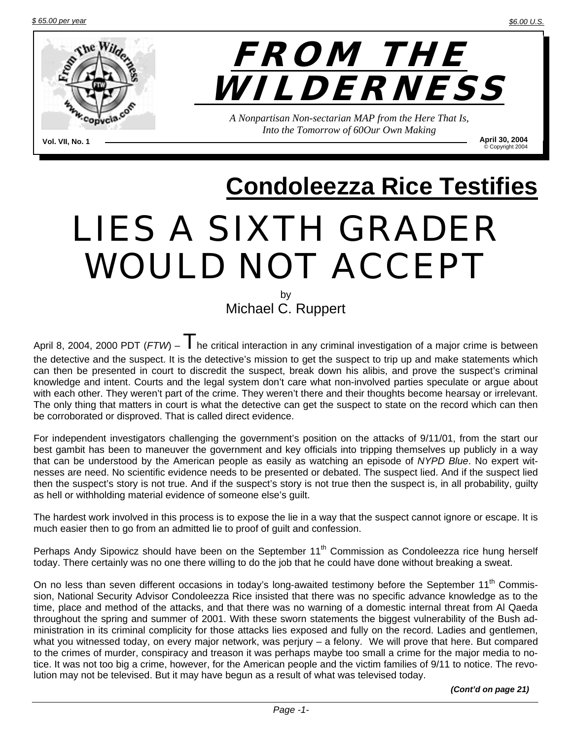$ 65.00 per year

$6.00 U.S.

# FROM THE WILDERNESS

*A Nonpartisan Non-sectarian MAP from the Here That Is, Into the Tomorrow of 60Our Own Making*

Vol. VII, No. 1

April 30, 2004
© Copyright 2004

## Condoleezza Rice Testifies

# LIES A SIXTH GRADER WOULD NOT ACCEPT

by
Michael C. Ruppert

April 8, 2004, 2000 PDT (*FTW*) – The critical interaction in any criminal investigation of a major crime is between the detective and the suspect. It is the detective's mission to get the suspect to trip up and make statements which can then be presented in court to discredit the suspect, break down his alibis, and prove the suspect's criminal knowledge and intent. Courts and the legal system don't care what non-involved parties speculate or argue about with each other. They weren't part of the crime. They weren't there and their thoughts become hearsay or irrelevant. The only thing that matters in court is what the detective can get the suspect to state on the record which can then be corroborated or disproved. That is called direct evidence.

For independent investigators challenging the government's position on the attacks of 9/11/01, from the start our best gambit has been to maneuver the government and key officials into tripping themselves up publicly in a way that can be understood by the American people as easily as watching an episode of *NYPD Blue*. No expert witnesses are need. No scientific evidence needs to be presented or debated. The suspect lied. And if the suspect lied then the suspect's story is not true. And if the suspect's story is not true then the suspect is, in all probability, guilty as hell or withholding material evidence of someone else's guilt.

The hardest work involved in this process is to expose the lie in a way that the suspect cannot ignore or escape. It is much easier then to go from an admitted lie to proof of guilt and confession.

Perhaps Andy Sipowicz should have been on the September 11th Commission as Condoleezza rice hung herself today. There certainly was no one there willing to do the job that he could have done without breaking a sweat.

On no less than seven different occasions in today's long-awaited testimony before the September 11th Commission, National Security Advisor Condoleezza Rice insisted that there was no specific advance knowledge as to the time, place and method of the attacks, and that there was no warning of a domestic internal threat from Al Qaeda throughout the spring and summer of 2001. With these sworn statements the biggest vulnerability of the Bush administration in its criminal complicity for those attacks lies exposed and fully on the record. Ladies and gentlemen, what you witnessed today, on every major network, was perjury – a felony. We will prove that here. But compared to the crimes of murder, conspiracy and treason it was perhaps maybe too small a crime for the major media to notice. It was not too big a crime, however, for the American people and the victim families of 9/11 to notice. The revolution may not be televised. But it may have begun as a result of what was televised today.

***(Cont'd on page 21)***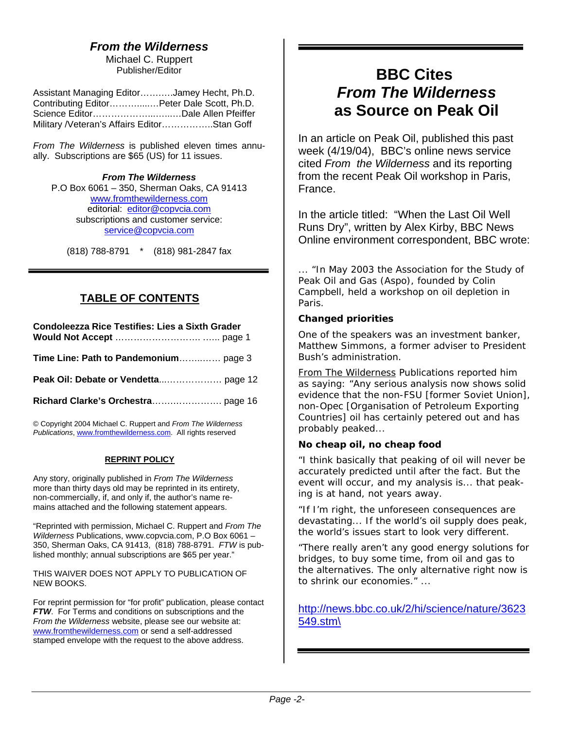## *From the Wilderness*

Michael C. Ruppert
Publisher/Editor

Assistant Managing Editor………..Jamey Hecht, Ph.D.
Contributing Editor…………...….Peter Dale Scott, Ph.D.
Science Editor…………………..…....…Dale Allen Pfeiffer
Military /Veteran's Affairs Editor……………..Stan Goff

*From The Wilderness* is published eleven times annually. Subscriptions are $65 (US) for 11 issues.

***From The Wilderness***
P.O Box 6061 – 350, Sherman Oaks, CA 91413
www.fromthewilderness.com
editorial: editor@copvcia.com
subscriptions and customer service:
service@copvcia.com

(818) 788-8791 * (818) 981-2847 fax

## TABLE OF CONTENTS

**Condoleezza Rice Testifies: Lies a Sixth Grader Would Not Accept** ……………………….. …... page 1

**Time Line: Path to Pandemonium**……..…… page 3

**Peak Oil: Debate or Vendetta**..……………….. page 12

**Richard Clarke's Orchestra**……….………….. page 16

© Copyright 2004 Michael C. Ruppert and *From The Wilderness Publications*, www.fromthewilderness.com. All rights reserved

**REPRINT POLICY**

Any story, originally published in *From The Wilderness* more than thirty days old may be reprinted in its entirety, non-commercially, if, and only if, the author's name remains attached and the following statement appears.

"Reprinted with permission, Michael C. Ruppert and *From The Wilderness* Publications, www.copvcia.com, P.O Box 6061 – 350, Sherman Oaks, CA 91413, (818) 788-8791. *FTW* is published monthly; annual subscriptions are $65 per year."

THIS WAIVER DOES NOT APPLY TO PUBLICATION OF NEW BOOKS.

For reprint permission for "for profit" publication, please contact ***FTW***. For Terms and conditions on subscriptions and the *From the Wilderness* website, please see our website at: www.fromthewilderness.com or send a self-addressed stamped envelope with the request to the above address.

# BBC Cites *From The Wilderness* as Source on Peak Oil

In an article on Peak Oil, published this past week (4/19/04), BBC's online news service cited *From the Wilderness* and its reporting from the recent Peak Oil workshop in Paris, France.

In the article titled: "When the Last Oil Well Runs Dry", written by Alex Kirby, BBC News Online environment correspondent, BBC wrote:

… "In May 2003 the Association for the Study of Peak Oil and Gas (Aspo), founded by Colin Campbell, held a workshop on oil depletion in Paris.

**Changed priorities**

One of the speakers was an investment banker, Matthew Simmons, a former adviser to President Bush's administration.

From The Wilderness Publications reported him as saying: "Any serious analysis now shows solid evidence that the non-FSU [former Soviet Union], non-Opec [Organisation of Petroleum Exporting Countries] oil has certainly petered out and has probably peaked...

**No cheap oil, no cheap food**

"I think basically that peaking of oil will never be accurately predicted until after the fact. But the event will occur, and my analysis is... that peaking is at hand, not years away.

"If I'm right, the unforeseen consequences are devastating... If the world's oil supply does peak, the world's issues start to look very different.

"There really aren't any good energy solutions for bridges, to buy some time, from oil and gas to the alternatives. The only alternative right now is to shrink our economies." …

http://news.bbc.co.uk/2/hi/science/nature/3623549.stm\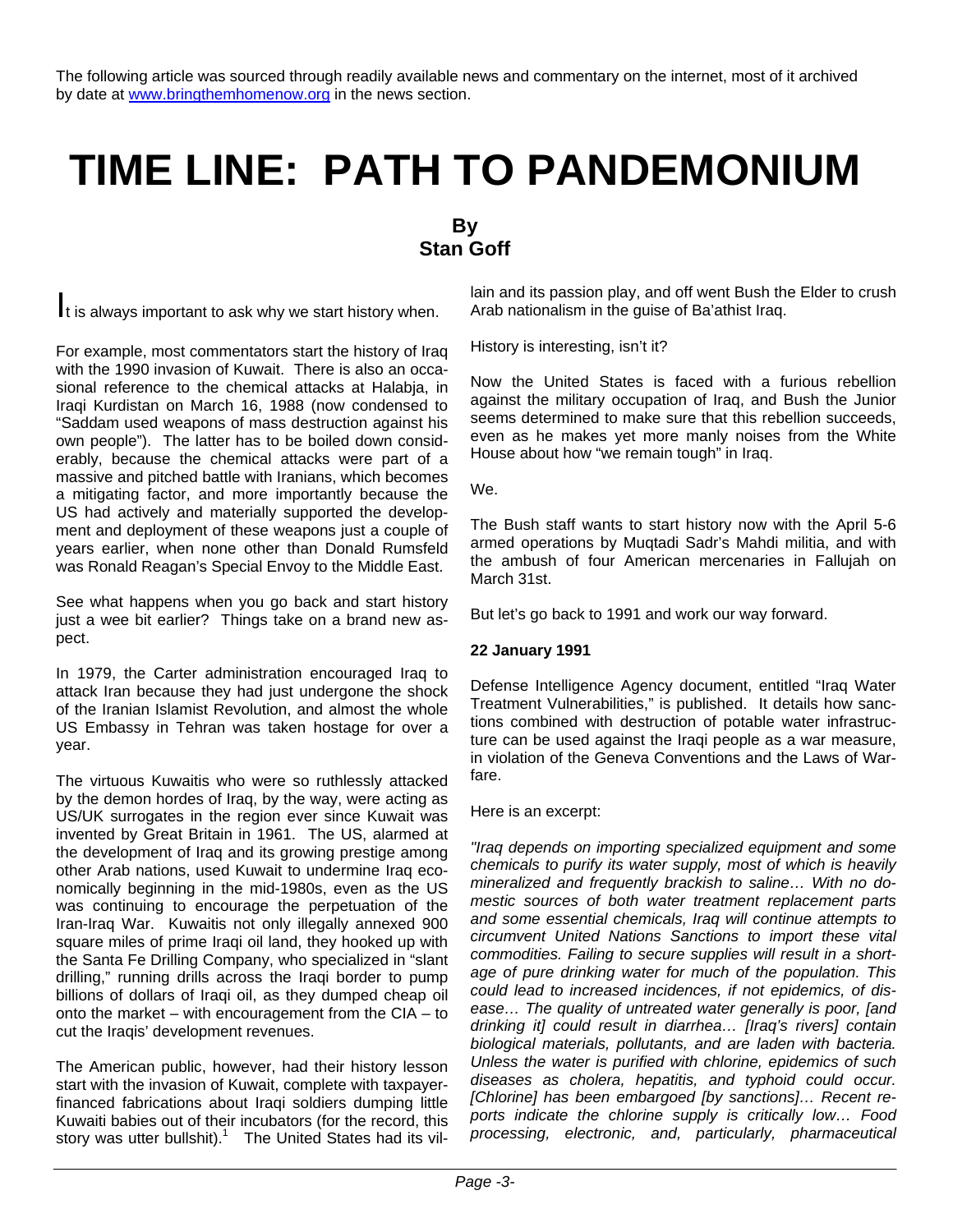The following article was sourced through readily available news and commentary on the internet, most of it archived by date at www.bringthemhomenow.org in the news section.

# TIME LINE: PATH TO PANDEMONIUM

**By**
**Stan Goff**

It is always important to ask why we start history when.

For example, most commentators start the history of Iraq with the 1990 invasion of Kuwait. There is also an occasional reference to the chemical attacks at Halabja, in Iraqi Kurdistan on March 16, 1988 (now condensed to "Saddam used weapons of mass destruction against his own people"). The latter has to be boiled down considerably, because the chemical attacks were part of a massive and pitched battle with Iranians, which becomes a mitigating factor, and more importantly because the US had actively and materially supported the development and deployment of these weapons just a couple of years earlier, when none other than Donald Rumsfeld was Ronald Reagan's Special Envoy to the Middle East.

See what happens when you go back and start history just a wee bit earlier? Things take on a brand new aspect.

In 1979, the Carter administration encouraged Iraq to attack Iran because they had just undergone the shock of the Iranian Islamist Revolution, and almost the whole US Embassy in Tehran was taken hostage for over a year.

The virtuous Kuwaitis who were so ruthlessly attacked by the demon hordes of Iraq, by the way, were acting as US/UK surrogates in the region ever since Kuwait was invented by Great Britain in 1961. The US, alarmed at the development of Iraq and its growing prestige among other Arab nations, used Kuwait to undermine Iraq economically beginning in the mid-1980s, even as the US was continuing to encourage the perpetuation of the Iran-Iraq War. Kuwaitis not only illegally annexed 900 square miles of prime Iraqi oil land, they hooked up with the Santa Fe Drilling Company, who specialized in "slant drilling," running drills across the Iraqi border to pump billions of dollars of Iraqi oil, as they dumped cheap oil onto the market – with encouragement from the CIA – to cut the Iraqis' development revenues.

The American public, however, had their history lesson start with the invasion of Kuwait, complete with taxpayer-financed fabrications about Iraqi soldiers dumping little Kuwaiti babies out of their incubators (for the record, this story was utter bullshit).[1] The United States had its villain and its passion play, and off went Bush the Elder to crush Arab nationalism in the guise of Ba'athist Iraq.

History is interesting, isn't it?

Now the United States is faced with a furious rebellion against the military occupation of Iraq, and Bush the Junior seems determined to make sure that this rebellion succeeds, even as he makes yet more manly noises from the White House about how "we remain tough" in Iraq.

We.

The Bush staff wants to start history now with the April 5-6 armed operations by Muqtadi Sadr's Mahdi militia, and with the ambush of four American mercenaries in Fallujah on March 31st.

But let's go back to 1991 and work our way forward.

**22 January 1991**

Defense Intelligence Agency document, entitled "Iraq Water Treatment Vulnerabilities," is published. It details how sanctions combined with destruction of potable water infrastructure can be used against the Iraqi people as a war measure, in violation of the Geneva Conventions and the Laws of Warfare.

Here is an excerpt:

*"Iraq depends on importing specialized equipment and some chemicals to purify its water supply, most of which is heavily mineralized and frequently brackish to saline… With no domestic sources of both water treatment replacement parts and some essential chemicals, Iraq will continue attempts to circumvent United Nations Sanctions to import these vital commodities. Failing to secure supplies will result in a shortage of pure drinking water for much of the population. This could lead to increased incidences, if not epidemics, of disease… The quality of untreated water generally is poor, [and drinking it] could result in diarrhea… [Iraq's rivers] contain biological materials, pollutants, and are laden with bacteria. Unless the water is purified with chlorine, epidemics of such diseases as cholera, hepatitis, and typhoid could occur. [Chlorine] has been embargoed [by sanctions]… Recent reports indicate the chlorine supply is critically low… Food processing, electronic, and, particularly, pharmaceutical*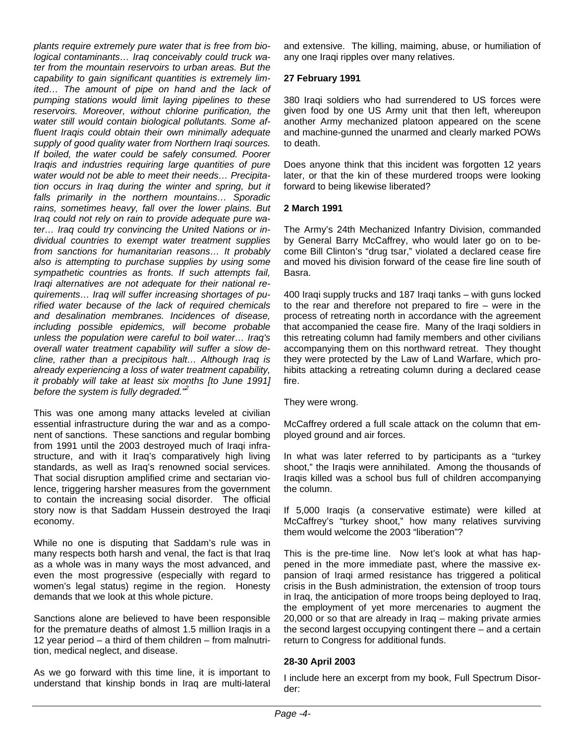*plants require extremely pure water that is free from biological contaminants… Iraq conceivably could truck water from the mountain reservoirs to urban areas. But the capability to gain significant quantities is extremely limited… The amount of pipe on hand and the lack of pumping stations would limit laying pipelines to these reservoirs. Moreover, without chlorine purification, the water still would contain biological pollutants. Some affluent Iraqis could obtain their own minimally adequate supply of good quality water from Northern Iraqi sources. If boiled, the water could be safely consumed. Poorer Iraqis and industries requiring large quantities of pure water would not be able to meet their needs… Precipitation occurs in Iraq during the winter and spring, but it falls primarily in the northern mountains… Sporadic rains, sometimes heavy, fall over the lower plains. But Iraq could not rely on rain to provide adequate pure water… Iraq could try convincing the United Nations or individual countries to exempt water treatment supplies from sanctions for humanitarian reasons… It probably also is attempting to purchase supplies by using some sympathetic countries as fronts. If such attempts fail, Iraqi alternatives are not adequate for their national requirements… Iraq will suffer increasing shortages of purified water because of the lack of required chemicals and desalination membranes. Incidences of disease, including possible epidemics, will become probable unless the population were careful to boil water… Iraq's overall water treatment capability will suffer a slow decline, rather than a precipitous halt… Although Iraq is already experiencing a loss of water treatment capability, it probably will take at least six months [to June 1991] before the system is fully degraded."*[2]

This was one among many attacks leveled at civilian essential infrastructure during the war and as a component of sanctions. These sanctions and regular bombing from 1991 until the 2003 destroyed much of Iraqi infrastructure, and with it Iraq's comparatively high living standards, as well as Iraq's renowned social services. That social disruption amplified crime and sectarian violence, triggering harsher measures from the government to contain the increasing social disorder. The official story now is that Saddam Hussein destroyed the Iraqi economy.

While no one is disputing that Saddam's rule was in many respects both harsh and venal, the fact is that Iraq as a whole was in many ways the most advanced, and even the most progressive (especially with regard to women's legal status) regime in the region. Honesty demands that we look at this whole picture.

Sanctions alone are believed to have been responsible for the premature deaths of almost 1.5 million Iraqis in a 12 year period – a third of them children – from malnutrition, medical neglect, and disease.

As we go forward with this time line, it is important to understand that kinship bonds in Iraq are multi-lateral and extensive. The killing, maiming, abuse, or humiliation of any one Iraqi ripples over many relatives.

**27 February 1991**

380 Iraqi soldiers who had surrendered to US forces were given food by one US Army unit that then left, whereupon another Army mechanized platoon appeared on the scene and machine-gunned the unarmed and clearly marked POWs to death.

Does anyone think that this incident was forgotten 12 years later, or that the kin of these murdered troops were looking forward to being likewise liberated?

**2 March 1991**

The Army's 24th Mechanized Infantry Division, commanded by General Barry McCaffrey, who would later go on to become Bill Clinton's "drug tsar," violated a declared cease fire and moved his division forward of the cease fire line south of Basra.

400 Iraqi supply trucks and 187 Iraqi tanks – with guns locked to the rear and therefore not prepared to fire – were in the process of retreating north in accordance with the agreement that accompanied the cease fire. Many of the Iraqi soldiers in this retreating column had family members and other civilians accompanying them on this northward retreat. They thought they were protected by the Law of Land Warfare, which prohibits attacking a retreating column during a declared cease fire.

They were wrong.

McCaffrey ordered a full scale attack on the column that employed ground and air forces.

In what was later referred to by participants as a "turkey shoot," the Iraqis were annihilated. Among the thousands of Iraqis killed was a school bus full of children accompanying the column.

If 5,000 Iraqis (a conservative estimate) were killed at McCaffrey's "turkey shoot," how many relatives surviving them would welcome the 2003 "liberation"?

This is the pre-time line. Now let's look at what has happened in the more immediate past, where the massive expansion of Iraqi armed resistance has triggered a political crisis in the Bush administration, the extension of troop tours in Iraq, the anticipation of more troops being deployed to Iraq, the employment of yet more mercenaries to augment the 20,000 or so that are already in Iraq – making private armies the second largest occupying contingent there – and a certain return to Congress for additional funds.

**28-30 April 2003**

I include here an excerpt from my book, Full Spectrum Disorder: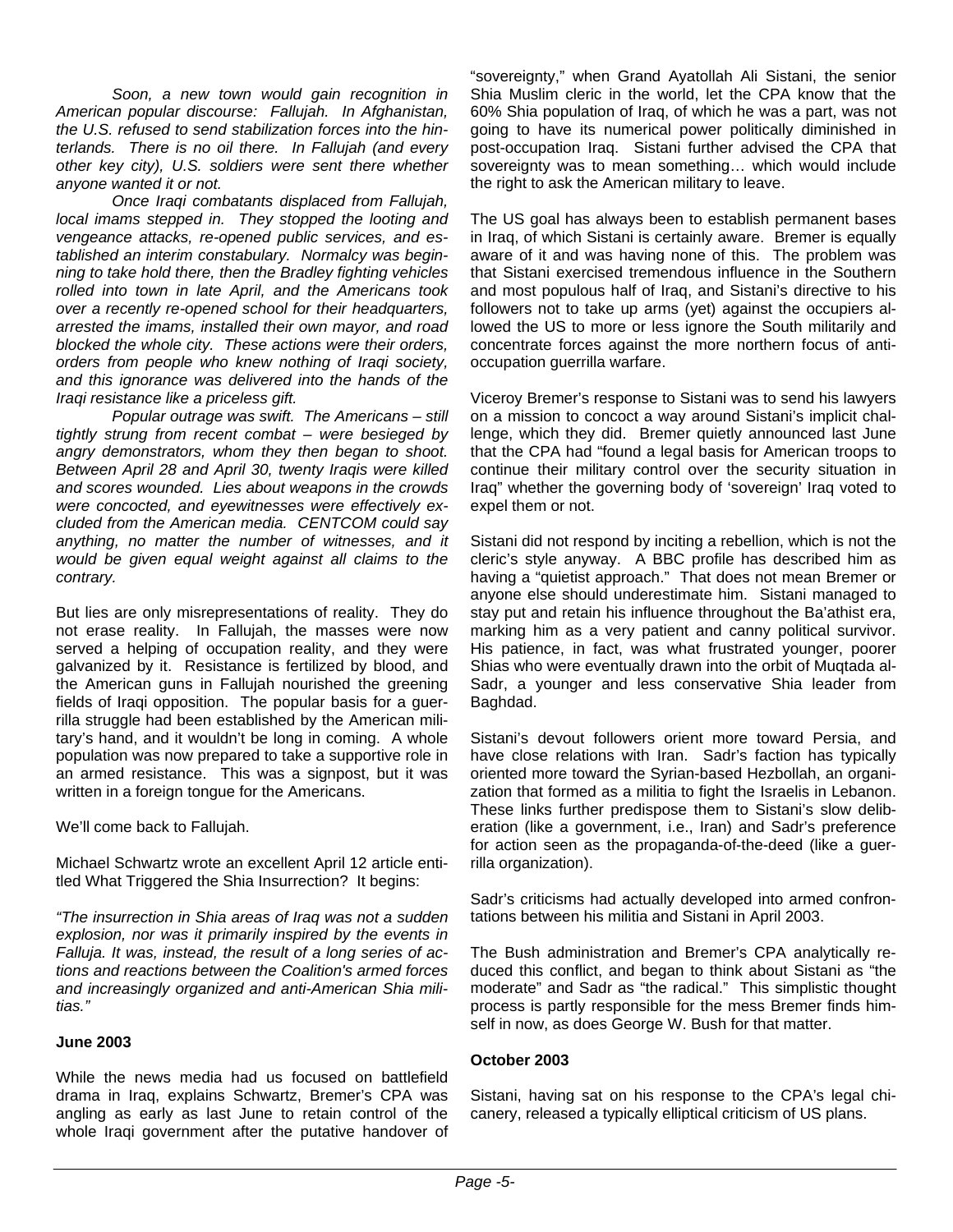*Soon, a new town would gain recognition in American popular discourse: Fallujah. In Afghanistan, the U.S. refused to send stabilization forces into the hinterlands. There is no oil there. In Fallujah (and every other key city), U.S. soldiers were sent there whether anyone wanted it or not.*

*Once Iraqi combatants displaced from Fallujah, local imams stepped in. They stopped the looting and vengeance attacks, re-opened public services, and established an interim constabulary. Normalcy was beginning to take hold there, then the Bradley fighting vehicles rolled into town in late April, and the Americans took over a recently re-opened school for their headquarters, arrested the imams, installed their own mayor, and road blocked the whole city. These actions were their orders, orders from people who knew nothing of Iraqi society, and this ignorance was delivered into the hands of the Iraqi resistance like a priceless gift.*

*Popular outrage was swift. The Americans – still tightly strung from recent combat – were besieged by angry demonstrators, whom they then began to shoot. Between April 28 and April 30, twenty Iraqis were killed and scores wounded. Lies about weapons in the crowds were concocted, and eyewitnesses were effectively excluded from the American media. CENTCOM could say anything, no matter the number of witnesses, and it would be given equal weight against all claims to the contrary.*

But lies are only misrepresentations of reality. They do not erase reality. In Fallujah, the masses were now served a helping of occupation reality, and they were galvanized by it. Resistance is fertilized by blood, and the American guns in Fallujah nourished the greening fields of Iraqi opposition. The popular basis for a guerrilla struggle had been established by the American military's hand, and it wouldn't be long in coming. A whole population was now prepared to take a supportive role in an armed resistance. This was a signpost, but it was written in a foreign tongue for the Americans.

We'll come back to Fallujah.

Michael Schwartz wrote an excellent April 12 article entitled What Triggered the Shia Insurrection? It begins:

*"The insurrection in Shia areas of Iraq was not a sudden explosion, nor was it primarily inspired by the events in Falluja. It was, instead, the result of a long series of actions and reactions between the Coalition's armed forces and increasingly organized and anti-American Shia militias."*

**June 2003**

While the news media had us focused on battlefield drama in Iraq, explains Schwartz, Bremer's CPA was angling as early as last June to retain control of the whole Iraqi government after the putative handover of "sovereignty," when Grand Ayatollah Ali Sistani, the senior Shia Muslim cleric in the world, let the CPA know that the 60% Shia population of Iraq, of which he was a part, was not going to have its numerical power politically diminished in post-occupation Iraq. Sistani further advised the CPA that sovereignty was to mean something… which would include the right to ask the American military to leave.

The US goal has always been to establish permanent bases in Iraq, of which Sistani is certainly aware. Bremer is equally aware of it and was having none of this. The problem was that Sistani exercised tremendous influence in the Southern and most populous half of Iraq, and Sistani's directive to his followers not to take up arms (yet) against the occupiers allowed the US to more or less ignore the South militarily and concentrate forces against the more northern focus of anti-occupation guerrilla warfare.

Viceroy Bremer's response to Sistani was to send his lawyers on a mission to concoct a way around Sistani's implicit challenge, which they did. Bremer quietly announced last June that the CPA had "found a legal basis for American troops to continue their military control over the security situation in Iraq" whether the governing body of 'sovereign' Iraq voted to expel them or not.

Sistani did not respond by inciting a rebellion, which is not the cleric's style anyway. A BBC profile has described him as having a "quietist approach." That does not mean Bremer or anyone else should underestimate him. Sistani managed to stay put and retain his influence throughout the Ba'athist era, marking him as a very patient and canny political survivor. His patience, in fact, was what frustrated younger, poorer Shias who were eventually drawn into the orbit of Muqtada al-Sadr, a younger and less conservative Shia leader from Baghdad.

Sistani's devout followers orient more toward Persia, and have close relations with Iran. Sadr's faction has typically oriented more toward the Syrian-based Hezbollah, an organization that formed as a militia to fight the Israelis in Lebanon. These links further predispose them to Sistani's slow deliberation (like a government, i.e., Iran) and Sadr's preference for action seen as the propaganda-of-the-deed (like a guerrilla organization).

Sadr's criticisms had actually developed into armed confrontations between his militia and Sistani in April 2003.

The Bush administration and Bremer's CPA analytically reduced this conflict, and began to think about Sistani as "the moderate" and Sadr as "the radical." This simplistic thought process is partly responsible for the mess Bremer finds himself in now, as does George W. Bush for that matter.

**October 2003**

Sistani, having sat on his response to the CPA's legal chicanery, released a typically elliptical criticism of US plans.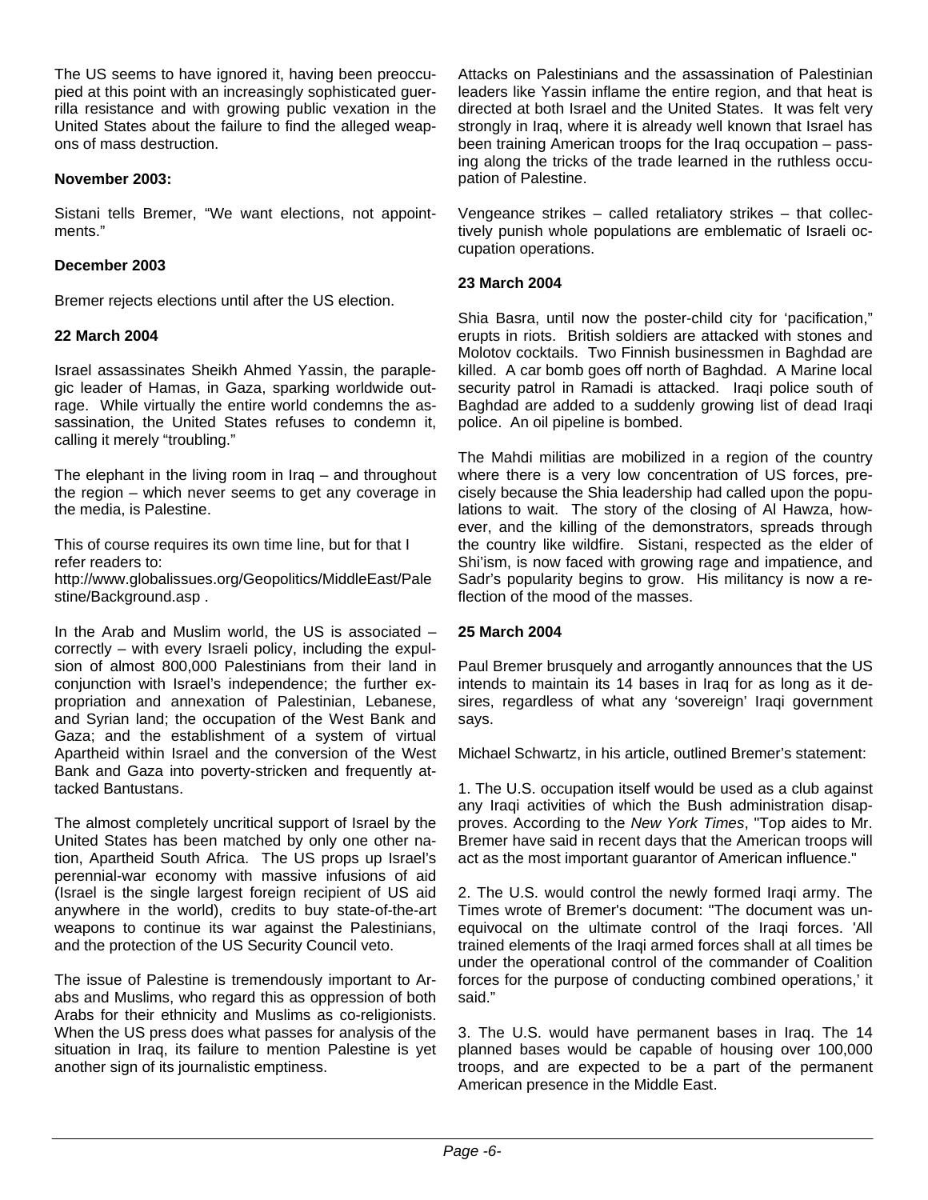The US seems to have ignored it, having been preoccupied at this point with an increasingly sophisticated guerrilla resistance and with growing public vexation in the United States about the failure to find the alleged weapons of mass destruction.

**November 2003:**

Sistani tells Bremer, "We want elections, not appointments."

**December 2003**

Bremer rejects elections until after the US election.

**22 March 2004**

Israel assassinates Sheikh Ahmed Yassin, the paraplegic leader of Hamas, in Gaza, sparking worldwide outrage. While virtually the entire world condemns the assassination, the United States refuses to condemn it, calling it merely "troubling."

The elephant in the living room in Iraq – and throughout the region – which never seems to get any coverage in the media, is Palestine.

This of course requires its own time line, but for that I refer readers to:
http://www.globalissues.org/Geopolitics/MiddleEast/Palestine/Background.asp .

In the Arab and Muslim world, the US is associated – correctly – with every Israeli policy, including the expulsion of almost 800,000 Palestinians from their land in conjunction with Israel's independence; the further expropriation and annexation of Palestinian, Lebanese, and Syrian land; the occupation of the West Bank and Gaza; and the establishment of a system of virtual Apartheid within Israel and the conversion of the West Bank and Gaza into poverty-stricken and frequently attacked Bantustans.

The almost completely uncritical support of Israel by the United States has been matched by only one other nation, Apartheid South Africa. The US props up Israel's perennial-war economy with massive infusions of aid (Israel is the single largest foreign recipient of US aid anywhere in the world), credits to buy state-of-the-art weapons to continue its war against the Palestinians, and the protection of the US Security Council veto.

The issue of Palestine is tremendously important to Arabs and Muslims, who regard this as oppression of both Arabs for their ethnicity and Muslims as co-religionists. When the US press does what passes for analysis of the situation in Iraq, its failure to mention Palestine is yet another sign of its journalistic emptiness.

Attacks on Palestinians and the assassination of Palestinian leaders like Yassin inflame the entire region, and that heat is directed at both Israel and the United States. It was felt very strongly in Iraq, where it is already well known that Israel has been training American troops for the Iraq occupation – passing along the tricks of the trade learned in the ruthless occupation of Palestine.

Vengeance strikes – called retaliatory strikes – that collectively punish whole populations are emblematic of Israeli occupation operations.

**23 March 2004**

Shia Basra, until now the poster-child city for 'pacification," erupts in riots. British soldiers are attacked with stones and Molotov cocktails. Two Finnish businessmen in Baghdad are killed. A car bomb goes off north of Baghdad. A Marine local security patrol in Ramadi is attacked. Iraqi police south of Baghdad are added to a suddenly growing list of dead Iraqi police. An oil pipeline is bombed.

The Mahdi militias are mobilized in a region of the country where there is a very low concentration of US forces, precisely because the Shia leadership had called upon the populations to wait. The story of the closing of Al Hawza, however, and the killing of the demonstrators, spreads through the country like wildfire. Sistani, respected as the elder of Shi'ism, is now faced with growing rage and impatience, and Sadr's popularity begins to grow. His militancy is now a reflection of the mood of the masses.

**25 March 2004**

Paul Bremer brusquely and arrogantly announces that the US intends to maintain its 14 bases in Iraq for as long as it desires, regardless of what any 'sovereign' Iraqi government says.

Michael Schwartz, in his article, outlined Bremer's statement:

1. The U.S. occupation itself would be used as a club against any Iraqi activities of which the Bush administration disapproves. According to the *New York Times*, "Top aides to Mr. Bremer have said in recent days that the American troops will act as the most important guarantor of American influence."

2. The U.S. would control the newly formed Iraqi army. The Times wrote of Bremer's document: "The document was unequivocal on the ultimate control of the Iraqi forces. 'All trained elements of the Iraqi armed forces shall at all times be under the operational control of the commander of Coalition forces for the purpose of conducting combined operations,' it said."

3. The U.S. would have permanent bases in Iraq. The 14 planned bases would be capable of housing over 100,000 troops, and are expected to be a part of the permanent American presence in the Middle East.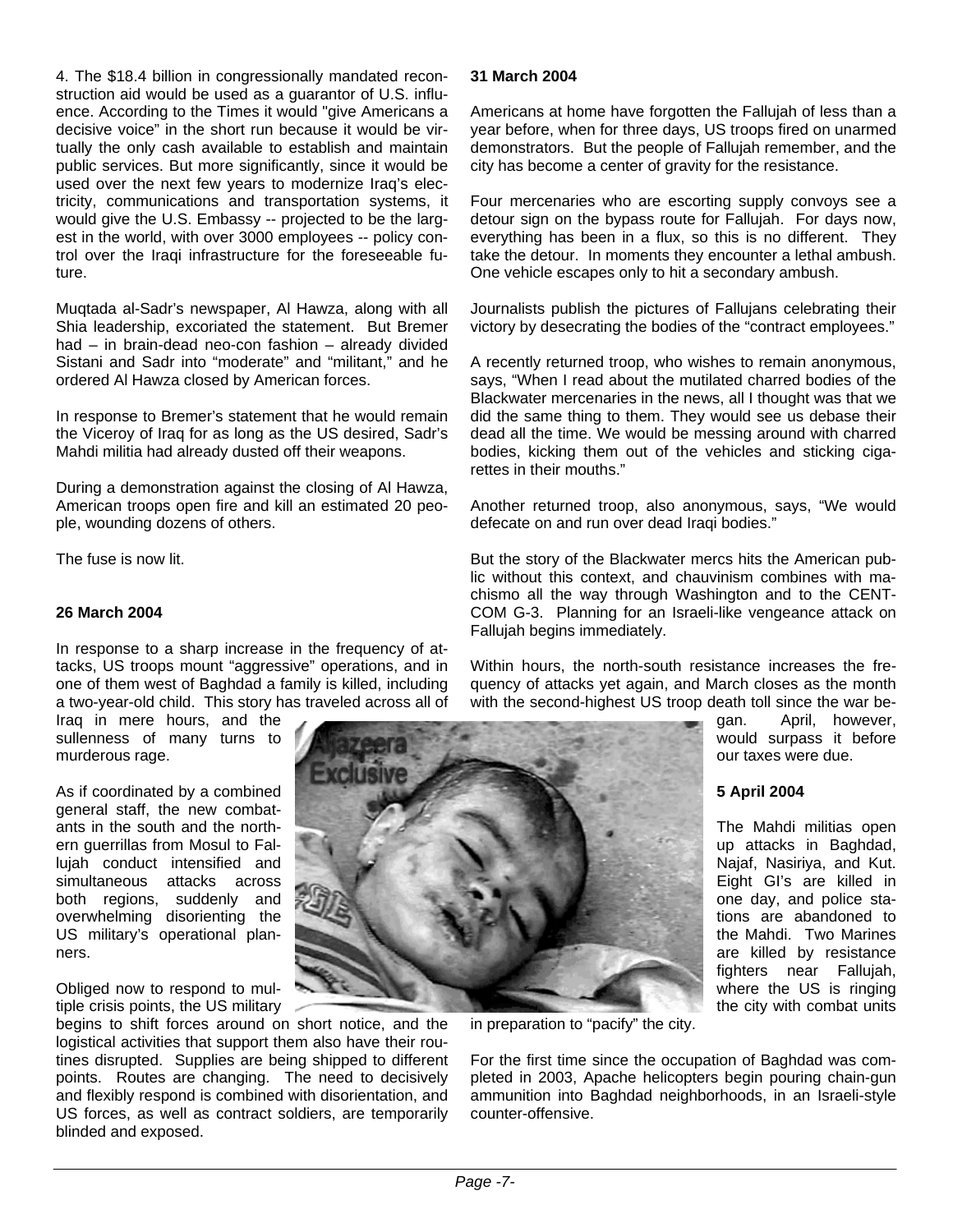4. The $18.4 billion in congressionally mandated reconstruction aid would be used as a guarantor of U.S. influence. According to the Times it would "give Americans a decisive voice" in the short run because it would be virtually the only cash available to establish and maintain public services. But more significantly, since it would be used over the next few years to modernize Iraq's electricity, communications and transportation systems, it would give the U.S. Embassy -- projected to be the largest in the world, with over 3000 employees -- policy control over the Iraqi infrastructure for the foreseeable future.

Muqtada al-Sadr's newspaper, Al Hawza, along with all Shia leadership, excoriated the statement. But Bremer had – in brain-dead neo-con fashion – already divided Sistani and Sadr into "moderate" and "militant," and he ordered Al Hawza closed by American forces.

In response to Bremer's statement that he would remain the Viceroy of Iraq for as long as the US desired, Sadr's Mahdi militia had already dusted off their weapons.

During a demonstration against the closing of Al Hawza, American troops open fire and kill an estimated 20 people, wounding dozens of others.

The fuse is now lit.

**26 March 2004**

In response to a sharp increase in the frequency of attacks, US troops mount "aggressive" operations, and in one of them west of Baghdad a family is killed, including a two-year-old child. This story has traveled across all of Iraq in mere hours, and the sullenness of many turns to murderous rage.

As if coordinated by a combined general staff, the new combatants in the south and the northern guerrillas from Mosul to Fallujah conduct intensified and simultaneous attacks across both regions, suddenly and overwhelming disorienting the US military's operational planners.

Obliged now to respond to multiple crisis points, the US military begins to shift forces around on short notice, and the logistical activities that support them also have their routines disrupted. Supplies are being shipped to different points. Routes are changing. The need to decisively and flexibly respond is combined with disorientation, and US forces, as well as contract soldiers, are temporarily blinded and exposed.

**31 March 2004**

Americans at home have forgotten the Fallujah of less than a year before, when for three days, US troops fired on unarmed demonstrators. But the people of Fallujah remember, and the city has become a center of gravity for the resistance.

Four mercenaries who are escorting supply convoys see a detour sign on the bypass route for Fallujah. For days now, everything has been in a flux, so this is no different. They take the detour. In moments they encounter a lethal ambush. One vehicle escapes only to hit a secondary ambush.

Journalists publish the pictures of Fallujans celebrating their victory by desecrating the bodies of the "contract employees."

A recently returned troop, who wishes to remain anonymous, says, "When I read about the mutilated charred bodies of the Blackwater mercenaries in the news, all I thought was that we did the same thing to them. They would see us debase their dead all the time. We would be messing around with charred bodies, kicking them out of the vehicles and sticking cigarettes in their mouths."

Another returned troop, also anonymous, says, "We would defecate on and run over dead Iraqi bodies."

But the story of the Blackwater mercs hits the American public without this context, and chauvinism combines with machismo all the way through Washington and to the CENTCOM G-3. Planning for an Israeli-like vengeance attack on Fallujah begins immediately.

Within hours, the north-south resistance increases the frequency of attacks yet again, and March closes as the month with the second-highest US troop death toll since the war began. April, however, would surpass it before our taxes were due.

**5 April 2004**

The Mahdi militias open up attacks in Baghdad, Najaf, Nasiriya, and Kut. Eight GI's are killed in one day, and police stations are abandoned to the Mahdi. Two Marines are killed by resistance fighters near Fallujah, where the US is ringing the city with combat units in preparation to "pacify" the city.

For the first time since the occupation of Baghdad was completed in 2003, Apache helicopters begin pouring chain-gun ammunition into Baghdad neighborhoods, in an Israeli-style counter-offensive.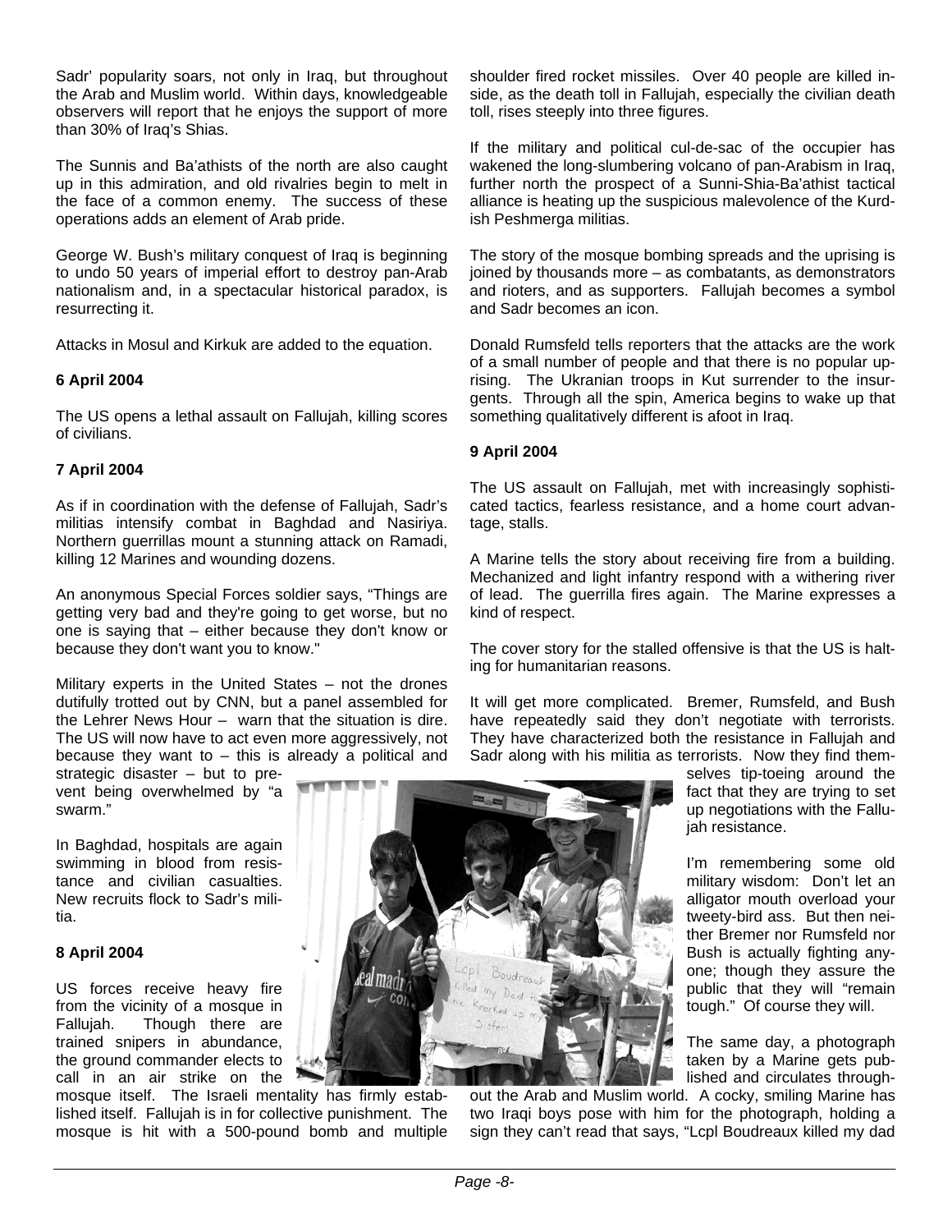Sadr' popularity soars, not only in Iraq, but throughout the Arab and Muslim world. Within days, knowledgeable observers will report that he enjoys the support of more than 30% of Iraq's Shias.

The Sunnis and Ba'athists of the north are also caught up in this admiration, and old rivalries begin to melt in the face of a common enemy. The success of these operations adds an element of Arab pride.

George W. Bush's military conquest of Iraq is beginning to undo 50 years of imperial effort to destroy pan-Arab nationalism and, in a spectacular historical paradox, is resurrecting it.

Attacks in Mosul and Kirkuk are added to the equation.

**6 April 2004**

The US opens a lethal assault on Fallujah, killing scores of civilians.

**7 April 2004**

As if in coordination with the defense of Fallujah, Sadr's militias intensify combat in Baghdad and Nasiriya. Northern guerrillas mount a stunning attack on Ramadi, killing 12 Marines and wounding dozens.

An anonymous Special Forces soldier says, "Things are getting very bad and they're going to get worse, but no one is saying that – either because they don't know or because they don't want you to know."

Military experts in the United States – not the drones dutifully trotted out by CNN, but a panel assembled for the Lehrer News Hour – warn that the situation is dire. The US will now have to act even more aggressively, not because they want to – this is already a political and strategic disaster – but to prevent being overwhelmed by "a swarm."

In Baghdad, hospitals are again swimming in blood from resistance and civilian casualties. New recruits flock to Sadr's militia.

**8 April 2004**

US forces receive heavy fire from the vicinity of a mosque in Fallujah. Though there are trained snipers in abundance, the ground commander elects to call in an air strike on the mosque itself. The Israeli mentality has firmly established itself. Fallujah is in for collective punishment. The mosque is hit with a 500-pound bomb and multiple shoulder fired rocket missiles. Over 40 people are killed inside, as the death toll in Fallujah, especially the civilian death toll, rises steeply into three figures.

If the military and political cul-de-sac of the occupier has wakened the long-slumbering volcano of pan-Arabism in Iraq, further north the prospect of a Sunni-Shia-Ba'athist tactical alliance is heating up the suspicious malevolence of the Kurdish Peshmerga militias.

The story of the mosque bombing spreads and the uprising is joined by thousands more – as combatants, as demonstrators and rioters, and as supporters. Fallujah becomes a symbol and Sadr becomes an icon.

Donald Rumsfeld tells reporters that the attacks are the work of a small number of people and that there is no popular uprising. The Ukranian troops in Kut surrender to the insurgents. Through all the spin, America begins to wake up that something qualitatively different is afoot in Iraq.

**9 April 2004**

The US assault on Fallujah, met with increasingly sophisticated tactics, fearless resistance, and a home court advantage, stalls.

A Marine tells the story about receiving fire from a building. Mechanized and light infantry respond with a withering river of lead. The guerrilla fires again. The Marine expresses a kind of respect.

The cover story for the stalled offensive is that the US is halting for humanitarian reasons.

It will get more complicated. Bremer, Rumsfeld, and Bush have repeatedly said they don't negotiate with terrorists. They have characterized both the resistance in Fallujah and Sadr along with his militia as terrorists. Now they find themselves tip-toeing around the fact that they are trying to set up negotiations with the Fallujah resistance.

I'm remembering some old military wisdom: Don't let an alligator mouth overload your tweety-bird ass. But then neither Bremer nor Rumsfeld nor Bush is actually fighting anyone; though they assure the public that they will "remain tough." Of course they will.

The same day, a photograph taken by a Marine gets published and circulates throughout the Arab and Muslim world. A cocky, smiling Marine has two Iraqi boys pose with him for the photograph, holding a sign they can't read that says, "Lcpl Boudreaux killed my dad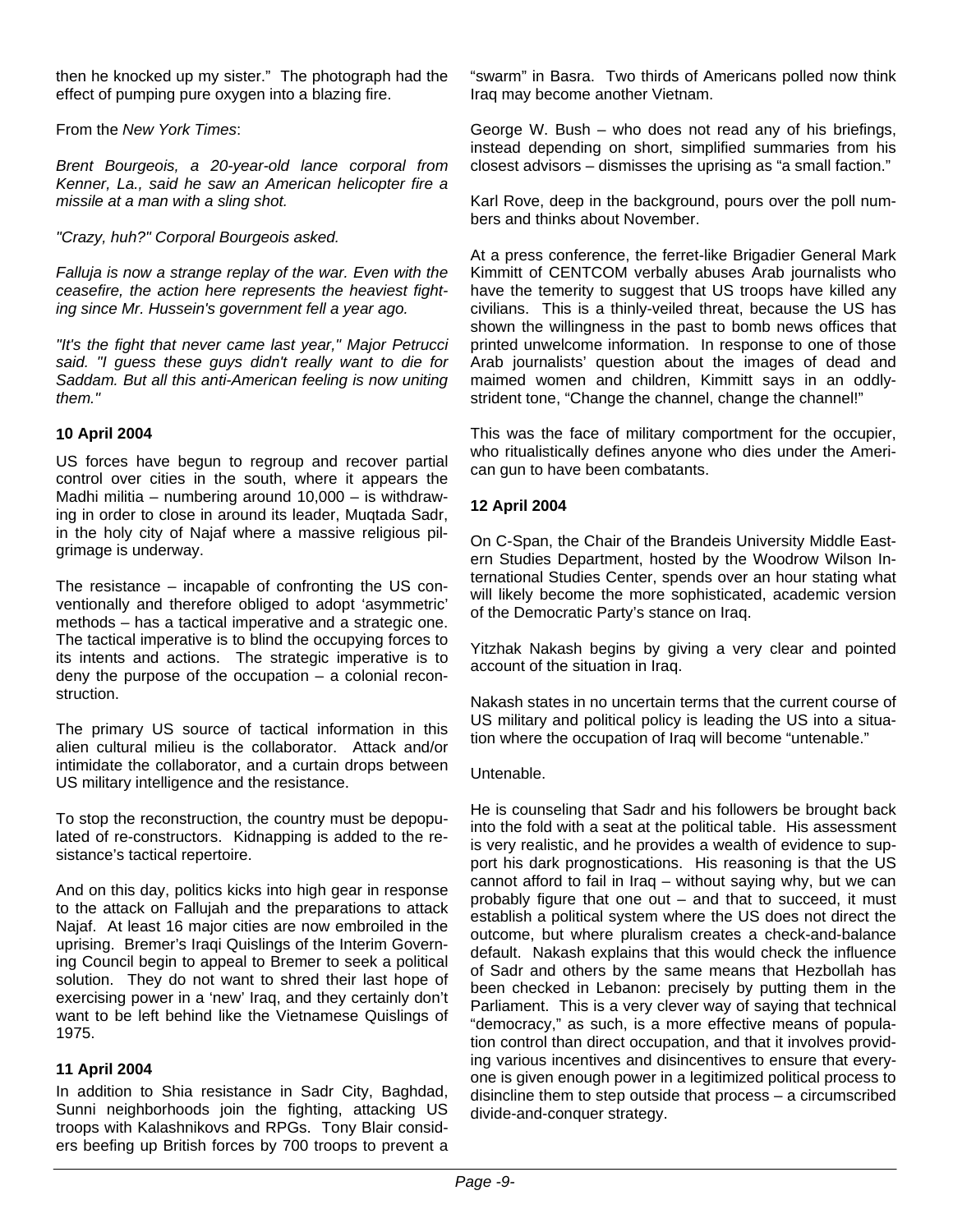then he knocked up my sister." The photograph had the effect of pumping pure oxygen into a blazing fire.

From the *New York Times*:

*Brent Bourgeois, a 20-year-old lance corporal from Kenner, La., said he saw an American helicopter fire a missile at a man with a sling shot.*

*"Crazy, huh?" Corporal Bourgeois asked.*

*Falluja is now a strange replay of the war. Even with the ceasefire, the action here represents the heaviest fighting since Mr. Hussein's government fell a year ago.*

*"It's the fight that never came last year," Major Petrucci said. "I guess these guys didn't really want to die for Saddam. But all this anti-American feeling is now uniting them."*

### 10 April 2004

US forces have begun to regroup and recover partial control over cities in the south, where it appears the Madhi militia – numbering around 10,000 – is withdrawing in order to close in around its leader, Muqtada Sadr, in the holy city of Najaf where a massive religious pilgrimage is underway.

The resistance – incapable of confronting the US conventionally and therefore obliged to adopt 'asymmetric' methods – has a tactical imperative and a strategic one. The tactical imperative is to blind the occupying forces to its intents and actions. The strategic imperative is to deny the purpose of the occupation – a colonial reconstruction.

The primary US source of tactical information in this alien cultural milieu is the collaborator. Attack and/or intimidate the collaborator, and a curtain drops between US military intelligence and the resistance.

To stop the reconstruction, the country must be depopulated of re-constructors. Kidnapping is added to the resistance's tactical repertoire.

And on this day, politics kicks into high gear in response to the attack on Fallujah and the preparations to attack Najaf. At least 16 major cities are now embroiled in the uprising. Bremer's Iraqi Quislings of the Interim Governing Council begin to appeal to Bremer to seek a political solution. They do not want to shred their last hope of exercising power in a 'new' Iraq, and they certainly don't want to be left behind like the Vietnamese Quislings of 1975.

### 11 April 2004

In addition to Shia resistance in Sadr City, Baghdad, Sunni neighborhoods join the fighting, attacking US troops with Kalashnikovs and RPGs. Tony Blair considers beefing up British forces by 700 troops to prevent a "swarm" in Basra. Two thirds of Americans polled now think Iraq may become another Vietnam.

George W. Bush – who does not read any of his briefings, instead depending on short, simplified summaries from his closest advisors – dismisses the uprising as "a small faction."

Karl Rove, deep in the background, pours over the poll numbers and thinks about November.

At a press conference, the ferret-like Brigadier General Mark Kimmitt of CENTCOM verbally abuses Arab journalists who have the temerity to suggest that US troops have killed any civilians. This is a thinly-veiled threat, because the US has shown the willingness in the past to bomb news offices that printed unwelcome information. In response to one of those Arab journalists' question about the images of dead and maimed women and children, Kimmitt says in an oddly-strident tone, "Change the channel, change the channel!"

This was the face of military comportment for the occupier, who ritualistically defines anyone who dies under the American gun to have been combatants.

### 12 April 2004

On C-Span, the Chair of the Brandeis University Middle Eastern Studies Department, hosted by the Woodrow Wilson International Studies Center, spends over an hour stating what will likely become the more sophisticated, academic version of the Democratic Party's stance on Iraq.

Yitzhak Nakash begins by giving a very clear and pointed account of the situation in Iraq.

Nakash states in no uncertain terms that the current course of US military and political policy is leading the US into a situation where the occupation of Iraq will become "untenable."

Untenable.

He is counseling that Sadr and his followers be brought back into the fold with a seat at the political table. His assessment is very realistic, and he provides a wealth of evidence to support his dark prognostications. His reasoning is that the US cannot afford to fail in Iraq – without saying why, but we can probably figure that one out – and that to succeed, it must establish a political system where the US does not direct the outcome, but where pluralism creates a check-and-balance default. Nakash explains that this would check the influence of Sadr and others by the same means that Hezbollah has been checked in Lebanon: precisely by putting them in the Parliament. This is a very clever way of saying that technical "democracy," as such, is a more effective means of population control than direct occupation, and that it involves providing various incentives and disincentives to ensure that everyone is given enough power in a legitimized political process to disincline them to step outside that process – a circumscribed divide-and-conquer strategy.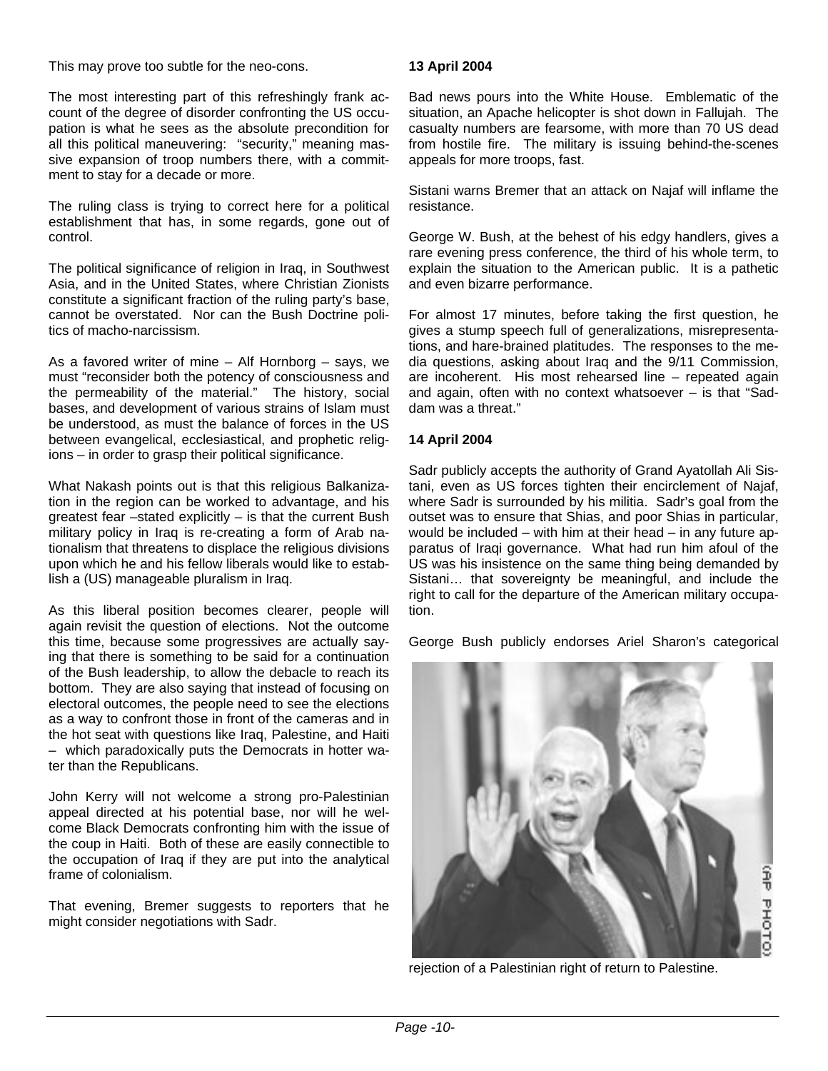This may prove too subtle for the neo-cons.

The most interesting part of this refreshingly frank account of the degree of disorder confronting the US occupation is what he sees as the absolute precondition for all this political maneuvering: "security," meaning massive expansion of troop numbers there, with a commitment to stay for a decade or more.

The ruling class is trying to correct here for a political establishment that has, in some regards, gone out of control.

The political significance of religion in Iraq, in Southwest Asia, and in the United States, where Christian Zionists constitute a significant fraction of the ruling party's base, cannot be overstated. Nor can the Bush Doctrine politics of macho-narcissism.

As a favored writer of mine – Alf Hornborg – says, we must "reconsider both the potency of consciousness and the permeability of the material." The history, social bases, and development of various strains of Islam must be understood, as must the balance of forces in the US between evangelical, ecclesiastical, and prophetic religions – in order to grasp their political significance.

What Nakash points out is that this religious Balkanization in the region can be worked to advantage, and his greatest fear –stated explicitly – is that the current Bush military policy in Iraq is re-creating a form of Arab nationalism that threatens to displace the religious divisions upon which he and his fellow liberals would like to establish a (US) manageable pluralism in Iraq.

As this liberal position becomes clearer, people will again revisit the question of elections. Not the outcome this time, because some progressives are actually saying that there is something to be said for a continuation of the Bush leadership, to allow the debacle to reach its bottom. They are also saying that instead of focusing on electoral outcomes, the people need to see the elections as a way to confront those in front of the cameras and in the hot seat with questions like Iraq, Palestine, and Haiti – which paradoxically puts the Democrats in hotter water than the Republicans.

John Kerry will not welcome a strong pro-Palestinian appeal directed at his potential base, nor will he welcome Black Democrats confronting him with the issue of the coup in Haiti. Both of these are easily connectible to the occupation of Iraq if they are put into the analytical frame of colonialism.

That evening, Bremer suggests to reporters that he might consider negotiations with Sadr.

**13 April 2004**

Bad news pours into the White House. Emblematic of the situation, an Apache helicopter is shot down in Fallujah. The casualty numbers are fearsome, with more than 70 US dead from hostile fire. The military is issuing behind-the-scenes appeals for more troops, fast.

Sistani warns Bremer that an attack on Najaf will inflame the resistance.

George W. Bush, at the behest of his edgy handlers, gives a rare evening press conference, the third of his whole term, to explain the situation to the American public. It is a pathetic and even bizarre performance.

For almost 17 minutes, before taking the first question, he gives a stump speech full of generalizations, misrepresentations, and hare-brained platitudes. The responses to the media questions, asking about Iraq and the 9/11 Commission, are incoherent. His most rehearsed line – repeated again and again, often with no context whatsoever – is that "Saddam was a threat."

**14 April 2004**

Sadr publicly accepts the authority of Grand Ayatollah Ali Sistani, even as US forces tighten their encirclement of Najaf, where Sadr is surrounded by his militia. Sadr's goal from the outset was to ensure that Shias, and poor Shias in particular, would be included – with him at their head – in any future apparatus of Iraqi governance. What had run him afoul of the US was his insistence on the same thing being demanded by Sistani… that sovereignty be meaningful, and include the right to call for the departure of the American military occupation.

George Bush publicly endorses Ariel Sharon's categorical rejection of a Palestinian right of return to Palestine.

(AP PHOTO)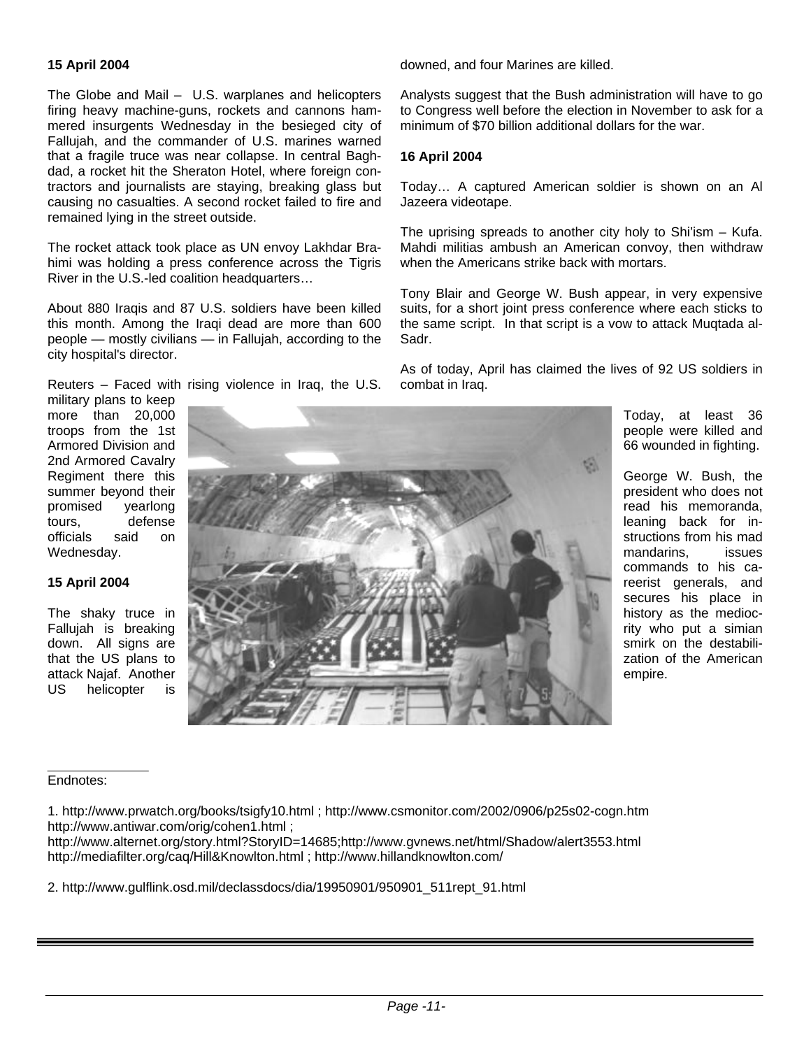**15 April 2004**

The Globe and Mail – U.S. warplanes and helicopters firing heavy machine-guns, rockets and cannons hammered insurgents Wednesday in the besieged city of Fallujah, and the commander of U.S. marines warned that a fragile truce was near collapse. In central Baghdad, a rocket hit the Sheraton Hotel, where foreign contractors and journalists are staying, breaking glass but causing no casualties. A second rocket failed to fire and remained lying in the street outside.

The rocket attack took place as UN envoy Lakhdar Brahimi was holding a press conference across the Tigris River in the U.S.-led coalition headquarters…

About 880 Iraqis and 87 U.S. soldiers have been killed this month. Among the Iraqi dead are more than 600 people — mostly civilians — in Fallujah, according to the city hospital's director.

Reuters – Faced with rising violence in Iraq, the U.S. military plans to keep more than 20,000 troops from the 1st Armored Division and 2nd Armored Cavalry Regiment there this summer beyond their promised yearlong tours, defense officials said on Wednesday.

**15 April 2004**

The shaky truce in Fallujah is breaking down. All signs are that the US plans to attack Najaf. Another US helicopter is downed, and four Marines are killed.

Analysts suggest that the Bush administration will have to go to Congress well before the election in November to ask for a minimum of $70 billion additional dollars for the war.

**16 April 2004**

Today… A captured American soldier is shown on an Al Jazeera videotape.

The uprising spreads to another city holy to Shi'ism – Kufa. Mahdi militias ambush an American convoy, then withdraw when the Americans strike back with mortars.

Tony Blair and George W. Bush appear, in very expensive suits, for a short joint press conference where each sticks to the same script. In that script is a vow to attack Muqtada al-Sadr.

As of today, April has claimed the lives of 92 US soldiers in combat in Iraq.

Today, at least 36 people were killed and 66 wounded in fighting.

George W. Bush, the president who does not read his memoranda, leaning back for instructions from his mad mandarins, issues commands to his careerist generals, and secures his place in history as the mediocrity who put a simian smirk on the destabilization of the American empire.

---

Endnotes:

1. http://www.prwatch.org/books/tsigfy10.html ; http://www.csmonitor.com/2002/0906/p25s02-cogn.htm http://www.antiwar.com/orig/cohen1.html ; http://www.alternet.org/story.html?StoryID=14685;http://www.gvnews.net/html/Shadow/alert3553.html http://mediafilter.org/caq/Hill&Knowlton.html ; http://www.hillandknowlton.com/

2. http://www.gulflink.osd.mil/declassdocs/dia/19950901/950901_511rept_91.html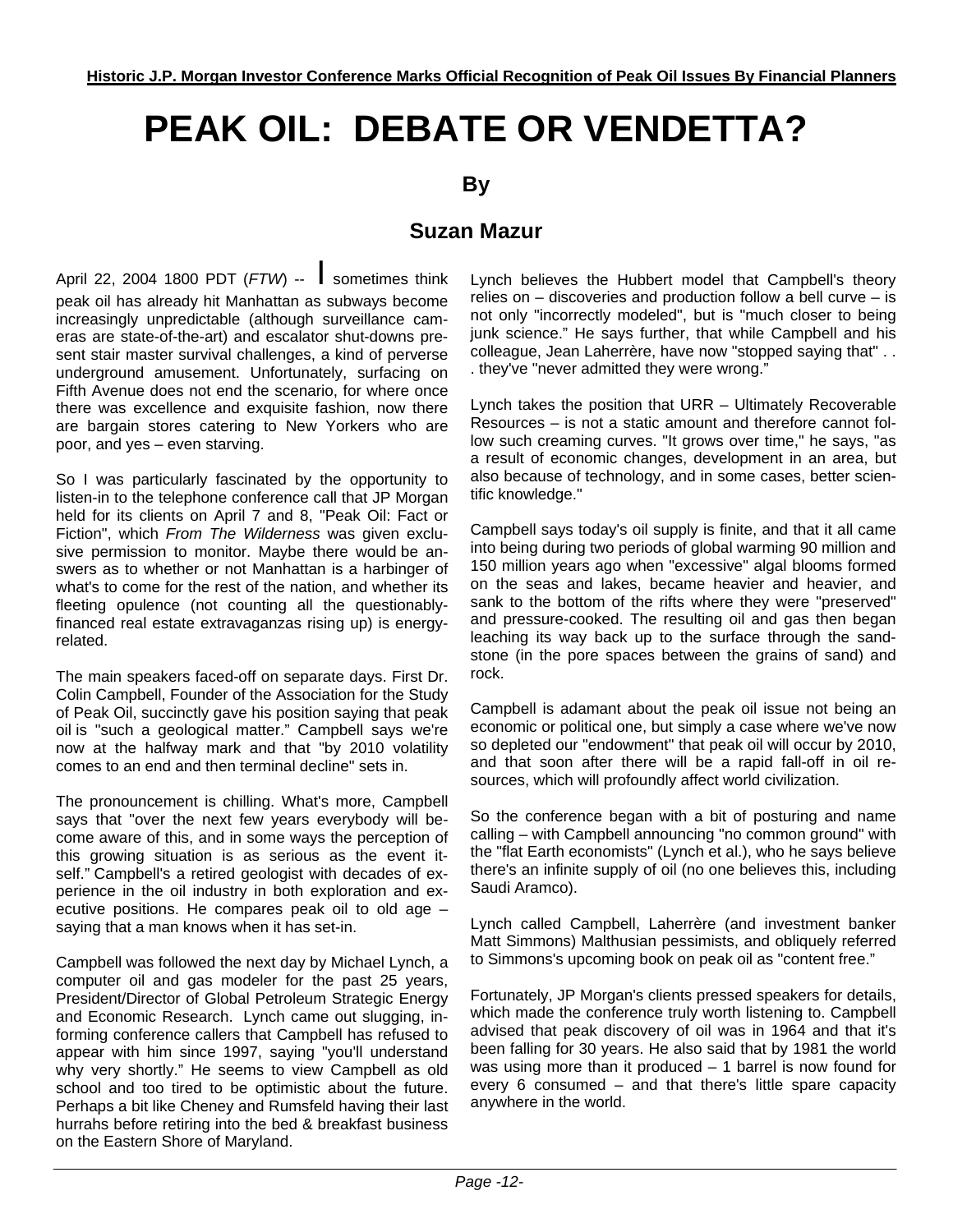**Historic J.P. Morgan Investor Conference Marks Official Recognition of Peak Oil Issues By Financial Planners**

# PEAK OIL: DEBATE OR VENDETTA?

### By

### Suzan Mazur

April 22, 2004 1800 PDT (*FTW*) -- I sometimes think peak oil has already hit Manhattan as subways become increasingly unpredictable (although surveillance cameras are state-of-the-art) and escalator shut-downs present stair master survival challenges, a kind of perverse underground amusement. Unfortunately, surfacing on Fifth Avenue does not end the scenario, for where once there was excellence and exquisite fashion, now there are bargain stores catering to New Yorkers who are poor, and yes – even starving.

So I was particularly fascinated by the opportunity to listen-in to the telephone conference call that JP Morgan held for its clients on April 7 and 8, "Peak Oil: Fact or Fiction", which *From The Wilderness* was given exclusive permission to monitor. Maybe there would be answers as to whether or not Manhattan is a harbinger of what's to come for the rest of the nation, and whether its fleeting opulence (not counting all the questionably-financed real estate extravaganzas rising up) is energy-related.

The main speakers faced-off on separate days. First Dr. Colin Campbell, Founder of the Association for the Study of Peak Oil, succinctly gave his position saying that peak oil is "such a geological matter." Campbell says we're now at the halfway mark and that "by 2010 volatility comes to an end and then terminal decline" sets in.

The pronouncement is chilling. What's more, Campbell says that "over the next few years everybody will become aware of this, and in some ways the perception of this growing situation is as serious as the event itself." Campbell's a retired geologist with decades of experience in the oil industry in both exploration and executive positions. He compares peak oil to old age – saying that a man knows when it has set-in.

Campbell was followed the next day by Michael Lynch, a computer oil and gas modeler for the past 25 years, President/Director of Global Petroleum Strategic Energy and Economic Research. Lynch came out slugging, informing conference callers that Campbell has refused to appear with him since 1997, saying "you'll understand why very shortly." He seems to view Campbell as old school and too tired to be optimistic about the future. Perhaps a bit like Cheney and Rumsfeld having their last hurrahs before retiring into the bed & breakfast business on the Eastern Shore of Maryland.

Lynch believes the Hubbert model that Campbell's theory relies on – discoveries and production follow a bell curve – is not only "incorrectly modeled", but is "much closer to being junk science." He says further, that while Campbell and his colleague, Jean Laherrère, have now "stopped saying that" . . . they've "never admitted they were wrong."

Lynch takes the position that URR – Ultimately Recoverable Resources – is not a static amount and therefore cannot follow such creaming curves. "It grows over time," he says, "as a result of economic changes, development in an area, but also because of technology, and in some cases, better scientific knowledge."

Campbell says today's oil supply is finite, and that it all came into being during two periods of global warming 90 million and 150 million years ago when "excessive" algal blooms formed on the seas and lakes, became heavier and heavier, and sank to the bottom of the rifts where they were "preserved" and pressure-cooked. The resulting oil and gas then began leaching its way back up to the surface through the sandstone (in the pore spaces between the grains of sand) and rock.

Campbell is adamant about the peak oil issue not being an economic or political one, but simply a case where we've now so depleted our "endowment" that peak oil will occur by 2010, and that soon after there will be a rapid fall-off in oil resources, which will profoundly affect world civilization.

So the conference began with a bit of posturing and name calling – with Campbell announcing "no common ground" with the "flat Earth economists" (Lynch et al.), who he says believe there's an infinite supply of oil (no one believes this, including Saudi Aramco).

Lynch called Campbell, Laherrère (and investment banker Matt Simmons) Malthusian pessimists, and obliquely referred to Simmons's upcoming book on peak oil as "content free."

Fortunately, JP Morgan's clients pressed speakers for details, which made the conference truly worth listening to. Campbell advised that peak discovery of oil was in 1964 and that it's been falling for 30 years. He also said that by 1981 the world was using more than it produced – 1 barrel is now found for every 6 consumed – and that there's little spare capacity anywhere in the world.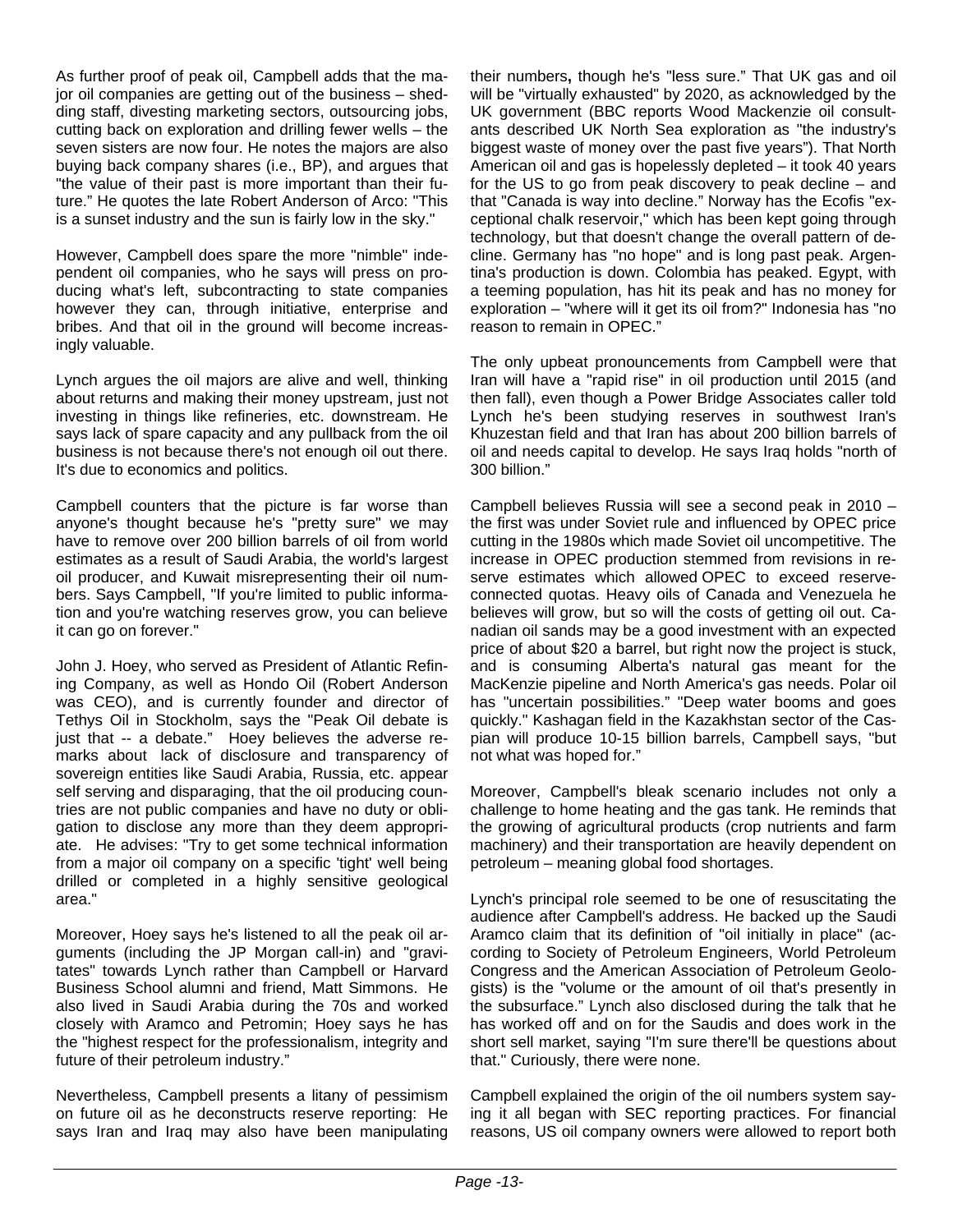As further proof of peak oil, Campbell adds that the major oil companies are getting out of the business – shedding staff, divesting marketing sectors, outsourcing jobs, cutting back on exploration and drilling fewer wells – the seven sisters are now four. He notes the majors are also buying back company shares (i.e., BP), and argues that "the value of their past is more important than their future." He quotes the late Robert Anderson of Arco: "This is a sunset industry and the sun is fairly low in the sky."

However, Campbell does spare the more "nimble" independent oil companies, who he says will press on producing what's left, subcontracting to state companies however they can, through initiative, enterprise and bribes. And that oil in the ground will become increasingly valuable.

Lynch argues the oil majors are alive and well, thinking about returns and making their money upstream, just not investing in things like refineries, etc. downstream. He says lack of spare capacity and any pullback from the oil business is not because there's not enough oil out there. It's due to economics and politics.

Campbell counters that the picture is far worse than anyone's thought because he's "pretty sure" we may have to remove over 200 billion barrels of oil from world estimates as a result of Saudi Arabia, the world's largest oil producer, and Kuwait misrepresenting their oil numbers. Says Campbell, "If you're limited to public information and you're watching reserves grow, you can believe it can go on forever."

John J. Hoey, who served as President of Atlantic Refining Company, as well as Hondo Oil (Robert Anderson was CEO), and is currently founder and director of Tethys Oil in Stockholm, says the "Peak Oil debate is just that -- a debate." Hoey believes the adverse remarks about lack of disclosure and transparency of sovereign entities like Saudi Arabia, Russia, etc. appear self serving and disparaging, that the oil producing countries are not public companies and have no duty or obligation to disclose any more than they deem appropriate. He advises: "Try to get some technical information from a major oil company on a specific 'tight' well being drilled or completed in a highly sensitive geological area."

Moreover, Hoey says he's listened to all the peak oil arguments (including the JP Morgan call-in) and "gravitates" towards Lynch rather than Campbell or Harvard Business School alumni and friend, Matt Simmons. He also lived in Saudi Arabia during the 70s and worked closely with Aramco and Petromin; Hoey says he has the "highest respect for the professionalism, integrity and future of their petroleum industry."

Nevertheless, Campbell presents a litany of pessimism on future oil as he deconstructs reserve reporting: He says Iran and Iraq may also have been manipulating their numbers, though he's "less sure." That UK gas and oil will be "virtually exhausted" by 2020, as acknowledged by the UK government (BBC reports Wood Mackenzie oil consultants described UK North Sea exploration as "the industry's biggest waste of money over the past five years"). That North American oil and gas is hopelessly depleted – it took 40 years for the US to go from peak discovery to peak decline – and that "Canada is way into decline." Norway has the Ecofis "exceptional chalk reservoir," which has been kept going through technology, but that doesn't change the overall pattern of decline. Germany has "no hope" and is long past peak. Argentina's production is down. Colombia has peaked. Egypt, with a teeming population, has hit its peak and has no money for exploration – "where will it get its oil from?" Indonesia has "no reason to remain in OPEC."

The only upbeat pronouncements from Campbell were that Iran will have a "rapid rise" in oil production until 2015 (and then fall), even though a Power Bridge Associates caller told Lynch he's been studying reserves in southwest Iran's Khuzestan field and that Iran has about 200 billion barrels of oil and needs capital to develop. He says Iraq holds "north of 300 billion."

Campbell believes Russia will see a second peak in 2010 – the first was under Soviet rule and influenced by OPEC price cutting in the 1980s which made Soviet oil uncompetitive. The increase in OPEC production stemmed from revisions in reserve estimates which allowed OPEC to exceed reserve-connected quotas. Heavy oils of Canada and Venezuela he believes will grow, but so will the costs of getting oil out. Canadian oil sands may be a good investment with an expected price of about $20 a barrel, but right now the project is stuck, and is consuming Alberta's natural gas meant for the MacKenzie pipeline and North America's gas needs. Polar oil has "uncertain possibilities." "Deep water booms and goes quickly." Kashagan field in the Kazakhstan sector of the Caspian will produce 10-15 billion barrels, Campbell says, "but not what was hoped for."

Moreover, Campbell's bleak scenario includes not only a challenge to home heating and the gas tank. He reminds that the growing of agricultural products (crop nutrients and farm machinery) and their transportation are heavily dependent on petroleum – meaning global food shortages.

Lynch's principal role seemed to be one of resuscitating the audience after Campbell's address. He backed up the Saudi Aramco claim that its definition of "oil initially in place" (according to Society of Petroleum Engineers, World Petroleum Congress and the American Association of Petroleum Geologists) is the "volume or the amount of oil that's presently in the subsurface." Lynch also disclosed during the talk that he has worked off and on for the Saudis and does work in the short sell market, saying "I'm sure there'll be questions about that." Curiously, there were none.

Campbell explained the origin of the oil numbers system saying it all began with SEC reporting practices. For financial reasons, US oil company owners were allowed to report both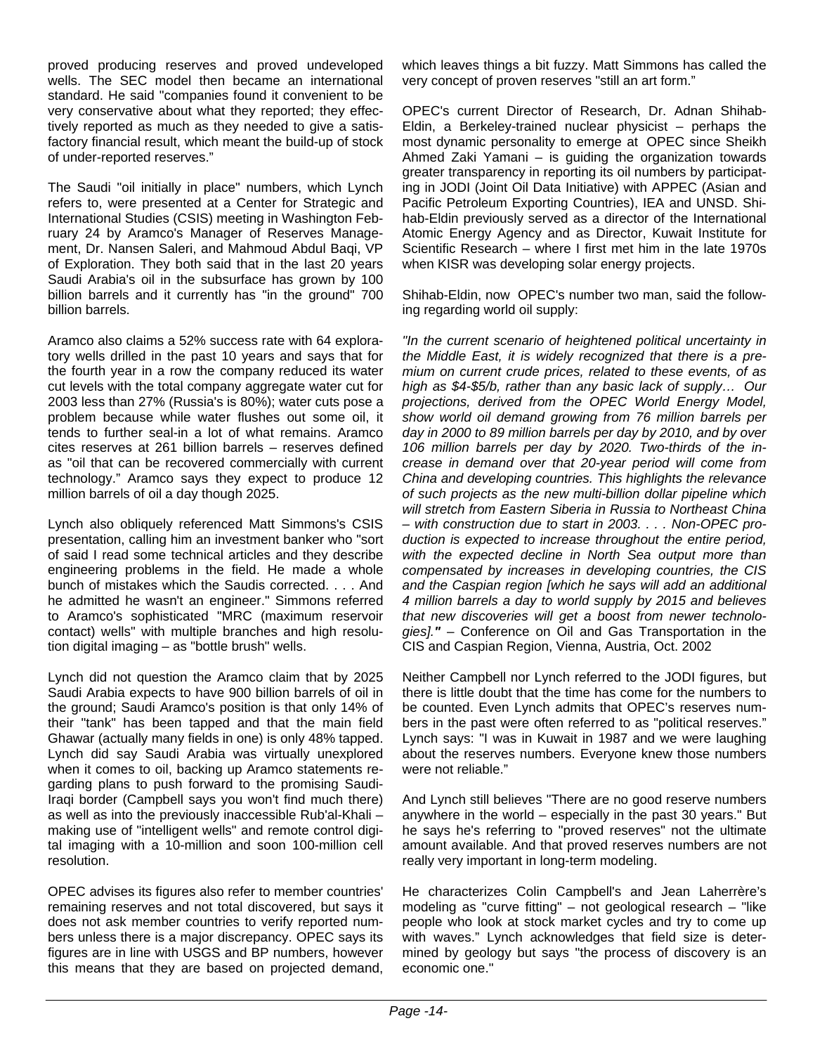proved producing reserves and proved undeveloped wells. The SEC model then became an international standard. He said "companies found it convenient to be very conservative about what they reported; they effectively reported as much as they needed to give a satisfactory financial result, which meant the build-up of stock of under-reported reserves."

The Saudi "oil initially in place" numbers, which Lynch refers to, were presented at a Center for Strategic and International Studies (CSIS) meeting in Washington February 24 by Aramco's Manager of Reserves Management, Dr. Nansen Saleri, and Mahmoud Abdul Baqi, VP of Exploration. They both said that in the last 20 years Saudi Arabia's oil in the subsurface has grown by 100 billion barrels and it currently has "in the ground" 700 billion barrels.

Aramco also claims a 52% success rate with 64 exploratory wells drilled in the past 10 years and says that for the fourth year in a row the company reduced its water cut levels with the total company aggregate water cut for 2003 less than 27% (Russia's is 80%); water cuts pose a problem because while water flushes out some oil, it tends to further seal-in a lot of what remains. Aramco cites reserves at 261 billion barrels – reserves defined as "oil that can be recovered commercially with current technology." Aramco says they expect to produce 12 million barrels of oil a day though 2025.

Lynch also obliquely referenced Matt Simmons's CSIS presentation, calling him an investment banker who "sort of said I read some technical articles and they describe engineering problems in the field. He made a whole bunch of mistakes which the Saudis corrected. . . . And he admitted he wasn't an engineer." Simmons referred to Aramco's sophisticated "MRC (maximum reservoir contact) wells" with multiple branches and high resolution digital imaging – as "bottle brush" wells.

Lynch did not question the Aramco claim that by 2025 Saudi Arabia expects to have 900 billion barrels of oil in the ground; Saudi Aramco's position is that only 14% of their "tank" has been tapped and that the main field Ghawar (actually many fields in one) is only 48% tapped. Lynch did say Saudi Arabia was virtually unexplored when it comes to oil, backing up Aramco statements regarding plans to push forward to the promising Saudi-Iraqi border (Campbell says you won't find much there) as well as into the previously inaccessible Rub'al-Khali – making use of "intelligent wells" and remote control digital imaging with a 10-million and soon 100-million cell resolution.

OPEC advises its figures also refer to member countries' remaining reserves and not total discovered, but says it does not ask member countries to verify reported numbers unless there is a major discrepancy. OPEC says its figures are in line with USGS and BP numbers, however this means that they are based on projected demand, which leaves things a bit fuzzy. Matt Simmons has called the very concept of proven reserves "still an art form."

OPEC's current Director of Research, Dr. Adnan Shihab-Eldin, a Berkeley-trained nuclear physicist – perhaps the most dynamic personality to emerge at OPEC since Sheikh Ahmed Zaki Yamani – is guiding the organization towards greater transparency in reporting its oil numbers by participating in JODI (Joint Oil Data Initiative) with APPEC (Asian and Pacific Petroleum Exporting Countries), IEA and UNSD. Shihab-Eldin previously served as a director of the International Atomic Energy Agency and as Director, Kuwait Institute for Scientific Research – where I first met him in the late 1970s when KISR was developing solar energy projects.

Shihab-Eldin, now OPEC's number two man, said the following regarding world oil supply:

*"In the current scenario of heightened political uncertainty in the Middle East, it is widely recognized that there is a premium on current crude prices, related to these events, of as high as $4-$5/b, rather than any basic lack of supply… Our projections, derived from the OPEC World Energy Model, show world oil demand growing from 76 million barrels per day in 2000 to 89 million barrels per day by 2010, and by over 106 million barrels per day by 2020. Two-thirds of the increase in demand over that 20-year period will come from China and developing countries. This highlights the relevance of such projects as the new multi-billion dollar pipeline which will stretch from Eastern Siberia in Russia to Northeast China – with construction due to start in 2003. . . . Non-OPEC production is expected to increase throughout the entire period, with the expected decline in North Sea output more than compensated by increases in developing countries, the CIS and the Caspian region [which he says will add an additional 4 million barrels a day to world supply by 2015 and believes that new discoveries will get a boost from newer technologies]."* – Conference on Oil and Gas Transportation in the CIS and Caspian Region, Vienna, Austria, Oct. 2002

Neither Campbell nor Lynch referred to the JODI figures, but there is little doubt that the time has come for the numbers to be counted. Even Lynch admits that OPEC's reserves numbers in the past were often referred to as "political reserves." Lynch says: "I was in Kuwait in 1987 and we were laughing about the reserves numbers. Everyone knew those numbers were not reliable."

And Lynch still believes "There are no good reserve numbers anywhere in the world – especially in the past 30 years." But he says he's referring to "proved reserves" not the ultimate amount available. And that proved reserves numbers are not really very important in long-term modeling.

He characterizes Colin Campbell's and Jean Laherrère's modeling as "curve fitting" – not geological research – "like people who look at stock market cycles and try to come up with waves." Lynch acknowledges that field size is determined by geology but says "the process of discovery is an economic one."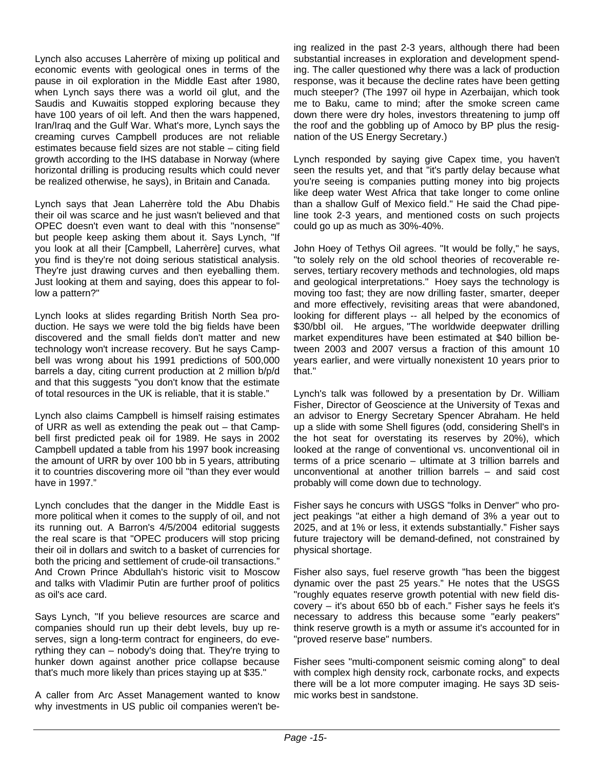Lynch also accuses Laherrère of mixing up political and economic events with geological ones in terms of the pause in oil exploration in the Middle East after 1980, when Lynch says there was a world oil glut, and the Saudis and Kuwaitis stopped exploring because they have 100 years of oil left. And then the wars happened, Iran/Iraq and the Gulf War. What's more, Lynch says the creaming curves Campbell produces are not reliable estimates because field sizes are not stable – citing field growth according to the IHS database in Norway (where horizontal drilling is producing results which could never be realized otherwise, he says), in Britain and Canada.

Lynch says that Jean Laherrère told the Abu Dhabis their oil was scarce and he just wasn't believed and that OPEC doesn't even want to deal with this "nonsense" but people keep asking them about it. Says Lynch, "If you look at all their [Campbell, Laherrère] curves, what you find is they're not doing serious statistical analysis. They're just drawing curves and then eyeballing them. Just looking at them and saying, does this appear to follow a pattern?"

Lynch looks at slides regarding British North Sea production. He says we were told the big fields have been discovered and the small fields don't matter and new technology won't increase recovery. But he says Campbell was wrong about his 1991 predictions of 500,000 barrels a day, citing current production at 2 million b/p/d and that this suggests "you don't know that the estimate of total resources in the UK is reliable, that it is stable."

Lynch also claims Campbell is himself raising estimates of URR as well as extending the peak out – that Campbell first predicted peak oil for 1989. He says in 2002 Campbell updated a table from his 1997 book increasing the amount of URR by over 100 bb in 5 years, attributing it to countries discovering more oil "than they ever would have in 1997."

Lynch concludes that the danger in the Middle East is more political when it comes to the supply of oil, and not its running out. A Barron's 4/5/2004 editorial suggests the real scare is that "OPEC producers will stop pricing their oil in dollars and switch to a basket of currencies for both the pricing and settlement of crude-oil transactions." And Crown Prince Abdullah's historic visit to Moscow and talks with Vladimir Putin are further proof of politics as oil's ace card.

Says Lynch, "If you believe resources are scarce and companies should run up their debt levels, buy up reserves, sign a long-term contract for engineers, do everything they can – nobody's doing that. They're trying to hunker down against another price collapse because that's much more likely than prices staying up at $35."

A caller from Arc Asset Management wanted to know why investments in US public oil companies weren't being realized in the past 2-3 years, although there had been substantial increases in exploration and development spending. The caller questioned why there was a lack of production response, was it because the decline rates have been getting much steeper? (The 1997 oil hype in Azerbaijan, which took me to Baku, came to mind; after the smoke screen came down there were dry holes, investors threatening to jump off the roof and the gobbling up of Amoco by BP plus the resignation of the US Energy Secretary.)

Lynch responded by saying give Capex time, you haven't seen the results yet, and that "it's partly delay because what you're seeing is companies putting money into big projects like deep water West Africa that take longer to come online than a shallow Gulf of Mexico field." He said the Chad pipeline took 2-3 years, and mentioned costs on such projects could go up as much as 30%-40%.

John Hoey of Tethys Oil agrees. "It would be folly," he says, "to solely rely on the old school theories of recoverable reserves, tertiary recovery methods and technologies, old maps and geological interpretations." Hoey says the technology is moving too fast; they are now drilling faster, smarter, deeper and more effectively, revisiting areas that were abandoned, looking for different plays -- all helped by the economics of $30/bbl oil. He argues, "The worldwide deepwater drilling market expenditures have been estimated at $40 billion between 2003 and 2007 versus a fraction of this amount 10 years earlier, and were virtually nonexistent 10 years prior to that."

Lynch's talk was followed by a presentation by Dr. William Fisher, Director of Geoscience at the University of Texas and an advisor to Energy Secretary Spencer Abraham. He held up a slide with some Shell figures (odd, considering Shell's in the hot seat for overstating its reserves by 20%), which looked at the range of conventional vs. unconventional oil in terms of a price scenario – ultimate at 3 trillion barrels and unconventional at another trillion barrels – and said cost probably will come down due to technology.

Fisher says he concurs with USGS "folks in Denver" who project peakings "at either a high demand of 3% a year out to 2025, and at 1% or less, it extends substantially." Fisher says future trajectory will be demand-defined, not constrained by physical shortage.

Fisher also says, fuel reserve growth "has been the biggest dynamic over the past 25 years." He notes that the USGS "roughly equates reserve growth potential with new field discovery – it's about 650 bb of each." Fisher says he feels it's necessary to address this because some "early peakers" think reserve growth is a myth or assume it's accounted for in "proved reserve base" numbers.

Fisher sees "multi-component seismic coming along" to deal with complex high density rock, carbonate rocks, and expects there will be a lot more computer imaging. He says 3D seismic works best in sandstone.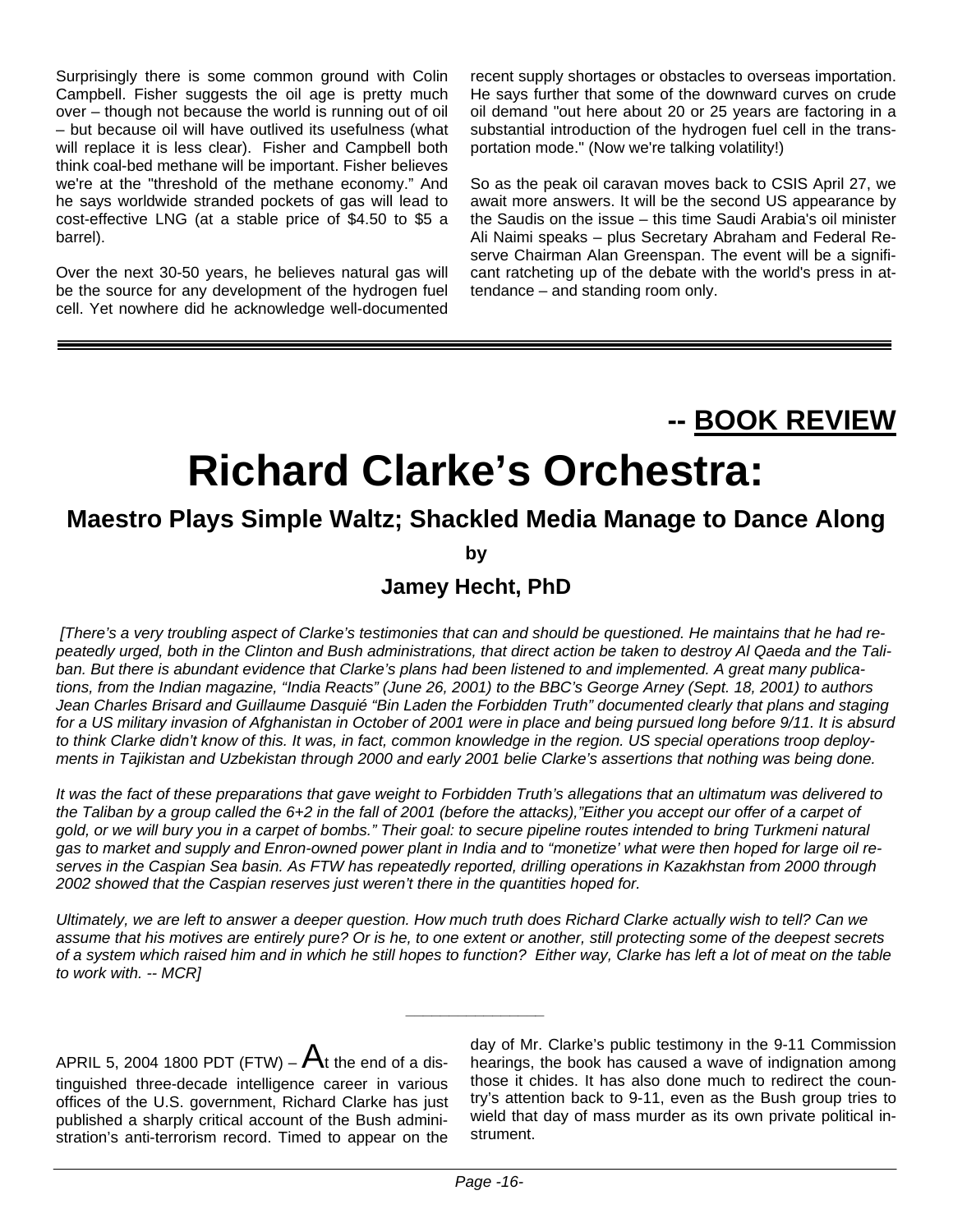Surprisingly there is some common ground with Colin Campbell. Fisher suggests the oil age is pretty much over – though not because the world is running out of oil – but because oil will have outlived its usefulness (what will replace it is less clear). Fisher and Campbell both think coal-bed methane will be important. Fisher believes we're at the "threshold of the methane economy." And he says worldwide stranded pockets of gas will lead to cost-effective LNG (at a stable price of $4.50 to $5 a barrel).

Over the next 30-50 years, he believes natural gas will be the source for any development of the hydrogen fuel cell. Yet nowhere did he acknowledge well-documented recent supply shortages or obstacles to overseas importation. He says further that some of the downward curves on crude oil demand "out here about 20 or 25 years are factoring in a substantial introduction of the hydrogen fuel cell in the transportation mode." (Now we're talking volatility!)

So as the peak oil caravan moves back to CSIS April 27, we await more answers. It will be the second US appearance by the Saudis on the issue – this time Saudi Arabia's oil minister Ali Naimi speaks – plus Secretary Abraham and Federal Reserve Chairman Alan Greenspan. The event will be a significant ratcheting up of the debate with the world's press in attendance – and standing room only.

---

**-- BOOK REVIEW**

# Richard Clarke's Orchestra:

## Maestro Plays Simple Waltz; Shackled Media Manage to Dance Along

**by**

### Jamey Hecht, PhD

*[There's a very troubling aspect of Clarke's testimonies that can and should be questioned. He maintains that he had repeatedly urged, both in the Clinton and Bush administrations, that direct action be taken to destroy Al Qaeda and the Taliban. But there is abundant evidence that Clarke's plans had been listened to and implemented. A great many publications, from the Indian magazine, "India Reacts" (June 26, 2001) to the BBC's George Arney (Sept. 18, 2001) to authors Jean Charles Brisard and Guillaume Dasquié "Bin Laden the Forbidden Truth" documented clearly that plans and staging for a US military invasion of Afghanistan in October of 2001 were in place and being pursued long before 9/11. It is absurd to think Clarke didn't know of this. It was, in fact, common knowledge in the region. US special operations troop deployments in Tajikistan and Uzbekistan through 2000 and early 2001 belie Clarke's assertions that nothing was being done.*

*It was the fact of these preparations that gave weight to Forbidden Truth's allegations that an ultimatum was delivered to the Taliban by a group called the 6+2 in the fall of 2001 (before the attacks),"Either you accept our offer of a carpet of gold, or we will bury you in a carpet of bombs." Their goal: to secure pipeline routes intended to bring Turkmeni natural gas to market and supply and Enron-owned power plant in India and to "monetize' what were then hoped for large oil reserves in the Caspian Sea basin. As FTW has repeatedly reported, drilling operations in Kazakhstan from 2000 through 2002 showed that the Caspian reserves just weren't there in the quantities hoped for.*

*Ultimately, we are left to answer a deeper question. How much truth does Richard Clarke actually wish to tell? Can we assume that his motives are entirely pure? Or is he, to one extent or another, still protecting some of the deepest secrets of a system which raised him and in which he still hopes to function? Either way, Clarke has left a lot of meat on the table to work with. -- MCR]*

---

APRIL 5, 2004 1800 PDT (FTW) – At the end of a distinguished three-decade intelligence career in various offices of the U.S. government, Richard Clarke has just published a sharply critical account of the Bush administration's anti-terrorism record. Timed to appear on the day of Mr. Clarke's public testimony in the 9-11 Commission hearings, the book has caused a wave of indignation among those it chides. It has also done much to redirect the country's attention back to 9-11, even as the Bush group tries to wield that day of mass murder as its own private political instrument.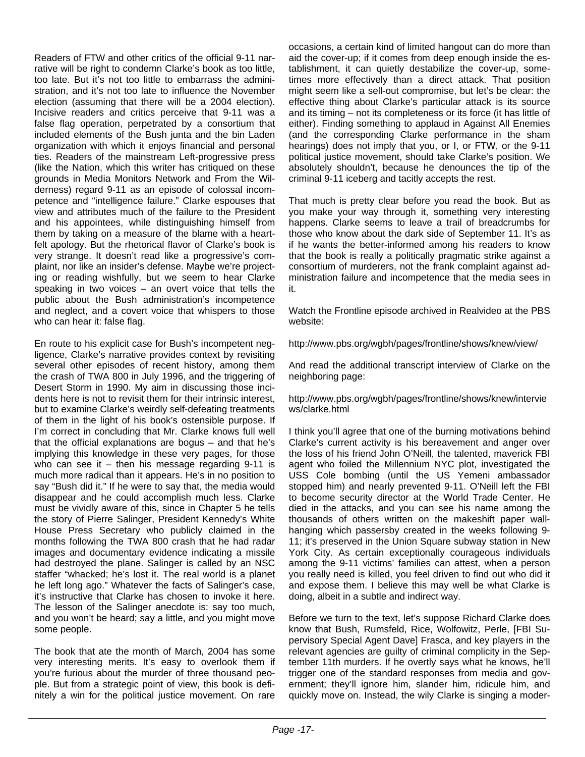Readers of FTW and other critics of the official 9-11 narrative will be right to condemn Clarke's book as too little, too late. But it's not too little to embarrass the administration, and it's not too late to influence the November election (assuming that there will be a 2004 election). Incisive readers and critics perceive that 9-11 was a false flag operation, perpetrated by a consortium that included elements of the Bush junta and the bin Laden organization with which it enjoys financial and personal ties. Readers of the mainstream Left-progressive press (like the Nation, which this writer has critiqued on these grounds in Media Monitors Network and From the Wilderness) regard 9-11 as an episode of colossal incompetence and "intelligence failure." Clarke espouses that view and attributes much of the failure to the President and his appointees, while distinguishing himself from them by taking on a measure of the blame with a heartfelt apology. But the rhetorical flavor of Clarke's book is very strange. It doesn't read like a progressive's complaint, nor like an insider's defense. Maybe we're projecting or reading wishfully, but we seem to hear Clarke speaking in two voices – an overt voice that tells the public about the Bush administration's incompetence and neglect, and a covert voice that whispers to those who can hear it: false flag.

En route to his explicit case for Bush's incompetent negligence, Clarke's narrative provides context by revisiting several other episodes of recent history, among them the crash of TWA 800 in July 1996, and the triggering of Desert Storm in 1990. My aim in discussing those incidents here is not to revisit them for their intrinsic interest, but to examine Clarke's weirdly self-defeating treatments of them in the light of his book's ostensible purpose. If I'm correct in concluding that Mr. Clarke knows full well that the official explanations are bogus – and that he's implying this knowledge in these very pages, for those who can see it – then his message regarding 9-11 is much more radical than it appears. He's in no position to say "Bush did it." If he were to say that, the media would disappear and he could accomplish much less. Clarke must be vividly aware of this, since in Chapter 5 he tells the story of Pierre Salinger, President Kennedy's White House Press Secretary who publicly claimed in the months following the TWA 800 crash that he had radar images and documentary evidence indicating a missile had destroyed the plane. Salinger is called by an NSC staffer "whacked; he's lost it. The real world is a planet he left long ago." Whatever the facts of Salinger's case, it's instructive that Clarke has chosen to invoke it here. The lesson of the Salinger anecdote is: say too much, and you won't be heard; say a little, and you might move some people.

The book that ate the month of March, 2004 has some very interesting merits. It's easy to overlook them if you're furious about the murder of three thousand people. But from a strategic point of view, this book is definitely a win for the political justice movement. On rare occasions, a certain kind of limited hangout can do more than aid the cover-up; if it comes from deep enough inside the establishment, it can quietly destabilize the cover-up, sometimes more effectively than a direct attack. That position might seem like a sell-out compromise, but let's be clear: the effective thing about Clarke's particular attack is its source and its timing – not its completeness or its force (it has little of either). Finding something to applaud in Against All Enemies (and the corresponding Clarke performance in the sham hearings) does not imply that you, or I, or FTW, or the 9-11 political justice movement, should take Clarke's position. We absolutely shouldn't, because he denounces the tip of the criminal 9-11 iceberg and tacitly accepts the rest.

That much is pretty clear before you read the book. But as you make your way through it, something very interesting happens. Clarke seems to leave a trail of breadcrumbs for those who know about the dark side of September 11. It's as if he wants the better-informed among his readers to know that the book is really a politically pragmatic strike against a consortium of murderers, not the frank complaint against administration failure and incompetence that the media sees in it.

Watch the Frontline episode archived in Realvideo at the PBS website:

http://www.pbs.org/wgbh/pages/frontline/shows/knew/view/

And read the additional transcript interview of Clarke on the neighboring page:

http://www.pbs.org/wgbh/pages/frontline/shows/knew/interviews/clarke.html

I think you'll agree that one of the burning motivations behind Clarke's current activity is his bereavement and anger over the loss of his friend John O'Neill, the talented, maverick FBI agent who foiled the Millennium NYC plot, investigated the USS Cole bombing (until the US Yemeni ambassador stopped him) and nearly prevented 9-11. O'Neill left the FBI to become security director at the World Trade Center. He died in the attacks, and you can see his name among the thousands of others written on the makeshift paper wall-hanging which passersby created in the weeks following 9-11; it's preserved in the Union Square subway station in New York City. As certain exceptionally courageous individuals among the 9-11 victims' families can attest, when a person you really need is killed, you feel driven to find out who did it and expose them. I believe this may well be what Clarke is doing, albeit in a subtle and indirect way.

Before we turn to the text, let's suppose Richard Clarke does know that Bush, Rumsfeld, Rice, Wolfowitz, Perle, [FBI Supervisory Special Agent Dave] Frasca, and key players in the relevant agencies are guilty of criminal complicity in the September 11th murders. If he overtly says what he knows, he'll trigger one of the standard responses from media and government; they'll ignore him, slander him, ridicule him, and quickly move on. Instead, the wily Clarke is singing a moder-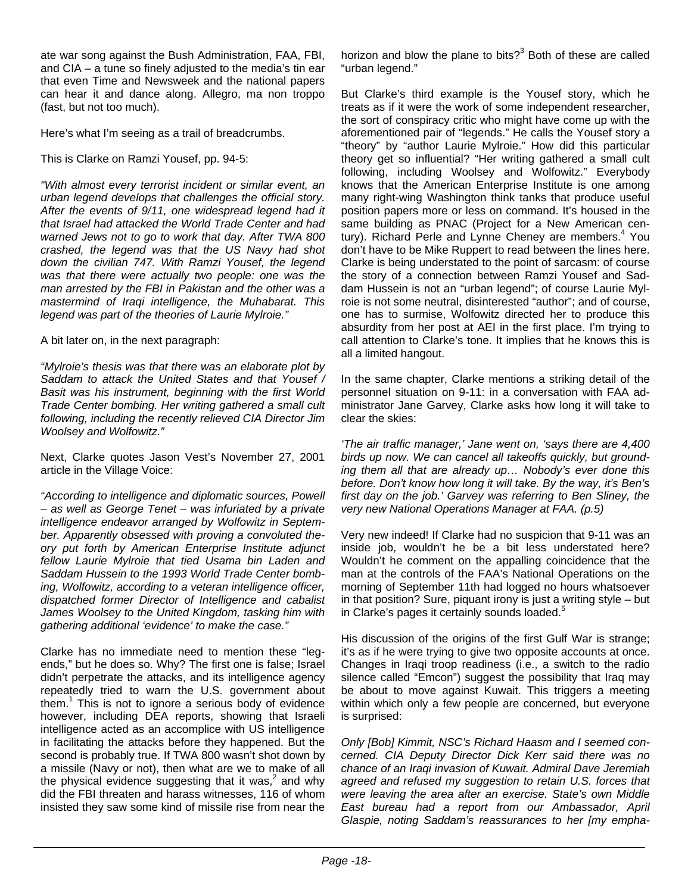ate war song against the Bush Administration, FAA, FBI, and CIA – a tune so finely adjusted to the media's tin ear that even Time and Newsweek and the national papers can hear it and dance along. Allegro, ma non troppo (fast, but not too much).

Here's what I'm seeing as a trail of breadcrumbs.

This is Clarke on Ramzi Yousef, pp. 94-5:

*"With almost every terrorist incident or similar event, an urban legend develops that challenges the official story. After the events of 9/11, one widespread legend had it that Israel had attacked the World Trade Center and had warned Jews not to go to work that day. After TWA 800 crashed, the legend was that the US Navy had shot down the civilian 747. With Ramzi Yousef, the legend was that there were actually two people: one was the man arrested by the FBI in Pakistan and the other was a mastermind of Iraqi intelligence, the Muhabarat. This legend was part of the theories of Laurie Mylroie."*

A bit later on, in the next paragraph:

*"Mylroie's thesis was that there was an elaborate plot by Saddam to attack the United States and that Yousef / Basit was his instrument, beginning with the first World Trade Center bombing. Her writing gathered a small cult following, including the recently relieved CIA Director Jim Woolsey and Wolfowitz."*

Next, Clarke quotes Jason Vest's November 27, 2001 article in the Village Voice:

*"According to intelligence and diplomatic sources, Powell – as well as George Tenet – was infuriated by a private intelligence endeavor arranged by Wolfowitz in September. Apparently obsessed with proving a convoluted theory put forth by American Enterprise Institute adjunct fellow Laurie Mylroie that tied Usama bin Laden and Saddam Hussein to the 1993 World Trade Center bombing, Wolfowitz, according to a veteran intelligence officer, dispatched former Director of Intelligence and cabalist James Woolsey to the United Kingdom, tasking him with gathering additional 'evidence' to make the case."*

Clarke has no immediate need to mention these "legends," but he does so. Why? The first one is false; Israel didn't perpetrate the attacks, and its intelligence agency repeatedly tried to warn the U.S. government about them.[1] This is not to ignore a serious body of evidence however, including DEA reports, showing that Israeli intelligence acted as an accomplice with US intelligence in facilitating the attacks before they happened. But the second is probably true. If TWA 800 wasn't shot down by a missile (Navy or not), then what are we to make of all the physical evidence suggesting that it was,[2] and why did the FBI threaten and harass witnesses, 116 of whom insisted they saw some kind of missile rise from near the horizon and blow the plane to bits?[3] Both of these are called "urban legend."

But Clarke's third example is the Yousef story, which he treats as if it were the work of some independent researcher, the sort of conspiracy critic who might have come up with the aforementioned pair of "legends." He calls the Yousef story a "theory" by "author Laurie Mylroie." How did this particular theory get so influential? "Her writing gathered a small cult following, including Woolsey and Wolfowitz." Everybody knows that the American Enterprise Institute is one among many right-wing Washington think tanks that produce useful position papers more or less on command. It's housed in the same building as PNAC (Project for a New American century). Richard Perle and Lynne Cheney are members.[4] You don't have to be Mike Ruppert to read between the lines here. Clarke is being understated to the point of sarcasm: of course the story of a connection between Ramzi Yousef and Saddam Hussein is not an "urban legend"; of course Laurie Mylroie is not some neutral, disinterested "author"; and of course, one has to surmise, Wolfowitz directed her to produce this absurdity from her post at AEI in the first place. I'm trying to call attention to Clarke's tone. It implies that he knows this is all a limited hangout.

In the same chapter, Clarke mentions a striking detail of the personnel situation on 9-11: in a conversation with FAA administrator Jane Garvey, Clarke asks how long it will take to clear the skies:

*'The air traffic manager,' Jane went on, 'says there are 4,400 birds up now. We can cancel all takeoffs quickly, but grounding them all that are already up… Nobody's ever done this before. Don't know how long it will take. By the way, it's Ben's first day on the job.' Garvey was referring to Ben Sliney, the very new National Operations Manager at FAA. (p.5)*

Very new indeed! If Clarke had no suspicion that 9-11 was an inside job, wouldn't he be a bit less understated here? Wouldn't he comment on the appalling coincidence that the man at the controls of the FAA's National Operations on the morning of September 11th had logged no hours whatsoever in that position? Sure, piquant irony is just a writing style – but in Clarke's pages it certainly sounds loaded.[5]

His discussion of the origins of the first Gulf War is strange; it's as if he were trying to give two opposite accounts at once. Changes in Iraqi troop readiness (i.e., a switch to the radio silence called "Emcon") suggest the possibility that Iraq may be about to move against Kuwait. This triggers a meeting within which only a few people are concerned, but everyone is surprised:

*Only [Bob] Kimmit, NSC's Richard Haasm and I seemed concerned. CIA Deputy Director Dick Kerr said there was no chance of an Iraqi invasion of Kuwait. Admiral Dave Jeremiah agreed and refused my suggestion to retain U.S. forces that were leaving the area after an exercise. State's own Middle East bureau had a report from our Ambassador, April Glaspie, noting Saddam's reassurances to her [my empha-*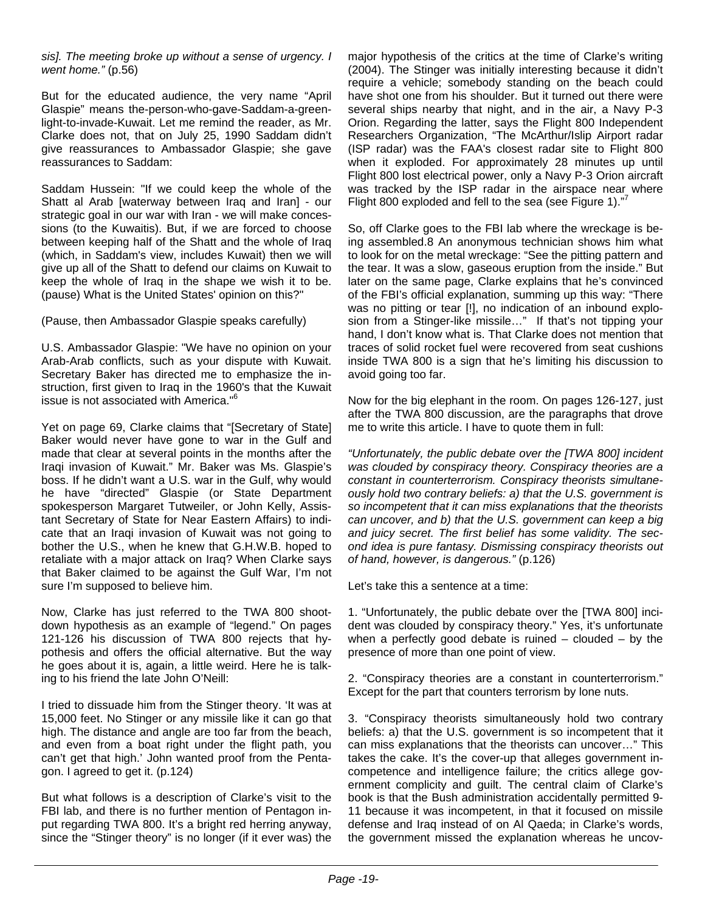*sis]. The meeting broke up without a sense of urgency. I went home."* (p.56)

But for the educated audience, the very name "April Glaspie" means the-person-who-gave-Saddam-a-green-light-to-invade-Kuwait. Let me remind the reader, as Mr. Clarke does not, that on July 25, 1990 Saddam didn't give reassurances to Ambassador Glaspie; she gave reassurances to Saddam:

Saddam Hussein: "If we could keep the whole of the Shatt al Arab [waterway between Iraq and Iran] - our strategic goal in our war with Iran - we will make concessions (to the Kuwaitis). But, if we are forced to choose between keeping half of the Shatt and the whole of Iraq (which, in Saddam's view, includes Kuwait) then we will give up all of the Shatt to defend our claims on Kuwait to keep the whole of Iraq in the shape we wish it to be. (pause) What is the United States' opinion on this?"

(Pause, then Ambassador Glaspie speaks carefully)

U.S. Ambassador Glaspie: "We have no opinion on your Arab-Arab conflicts, such as your dispute with Kuwait. Secretary Baker has directed me to emphasize the instruction, first given to Iraq in the 1960's that the Kuwait issue is not associated with America."[6]

Yet on page 69, Clarke claims that "[Secretary of State] Baker would never have gone to war in the Gulf and made that clear at several points in the months after the Iraqi invasion of Kuwait." Mr. Baker was Ms. Glaspie's boss. If he didn't want a U.S. war in the Gulf, why would he have "directed" Glaspie (or State Department spokesperson Margaret Tutweiler, or John Kelly, Assistant Secretary of State for Near Eastern Affairs) to indicate that an Iraqi invasion of Kuwait was not going to bother the U.S., when he knew that G.H.W.B. hoped to retaliate with a major attack on Iraq? When Clarke says that Baker claimed to be against the Gulf War, I'm not sure I'm supposed to believe him.

Now, Clarke has just referred to the TWA 800 shoot-down hypothesis as an example of "legend." On pages 121-126 his discussion of TWA 800 rejects that hypothesis and offers the official alternative. But the way he goes about it is, again, a little weird. Here he is talking to his friend the late John O'Neill:

I tried to dissuade him from the Stinger theory. 'It was at 15,000 feet. No Stinger or any missile like it can go that high. The distance and angle are too far from the beach, and even from a boat right under the flight path, you can't get that high.' John wanted proof from the Pentagon. I agreed to get it. (p.124)

But what follows is a description of Clarke's visit to the FBI lab, and there is no further mention of Pentagon input regarding TWA 800. It's a bright red herring anyway, since the "Stinger theory" is no longer (if it ever was) the major hypothesis of the critics at the time of Clarke's writing (2004). The Stinger was initially interesting because it didn't require a vehicle; somebody standing on the beach could have shot one from his shoulder. But it turned out there were several ships nearby that night, and in the air, a Navy P-3 Orion. Regarding the latter, says the Flight 800 Independent Researchers Organization, "The McArthur/Islip Airport radar (ISP radar) was the FAA's closest radar site to Flight 800 when it exploded. For approximately 28 minutes up until Flight 800 lost electrical power, only a Navy P-3 Orion aircraft was tracked by the ISP radar in the airspace near where Flight 800 exploded and fell to the sea (see Figure 1)."[7]

So, off Clarke goes to the FBI lab where the wreckage is being assembled.8 An anonymous technician shows him what to look for on the metal wreckage: "See the pitting pattern and the tear. It was a slow, gaseous eruption from the inside." But later on the same page, Clarke explains that he's convinced of the FBI's official explanation, summing up this way: "There was no pitting or tear [!], no indication of an inbound explosion from a Stinger-like missile…" If that's not tipping your hand, I don't know what is. That Clarke does not mention that traces of solid rocket fuel were recovered from seat cushions inside TWA 800 is a sign that he's limiting his discussion to avoid going too far.

Now for the big elephant in the room. On pages 126-127, just after the TWA 800 discussion, are the paragraphs that drove me to write this article. I have to quote them in full:

*"Unfortunately, the public debate over the [TWA 800] incident was clouded by conspiracy theory. Conspiracy theories are a constant in counterterrorism. Conspiracy theorists simultaneously hold two contrary beliefs: a) that the U.S. government is so incompetent that it can miss explanations that the theorists can uncover, and b) that the U.S. government can keep a big and juicy secret. The first belief has some validity. The second idea is pure fantasy. Dismissing conspiracy theorists out of hand, however, is dangerous."* (p.126)

Let's take this a sentence at a time:

1. "Unfortunately, the public debate over the [TWA 800] incident was clouded by conspiracy theory." Yes, it's unfortunate when a perfectly good debate is ruined – clouded – by the presence of more than one point of view.

2. "Conspiracy theories are a constant in counterterrorism." Except for the part that counters terrorism by lone nuts.

3. "Conspiracy theorists simultaneously hold two contrary beliefs: a) that the U.S. government is so incompetent that it can miss explanations that the theorists can uncover…" This takes the cake. It's the cover-up that alleges government incompetence and intelligence failure; the critics allege government complicity and guilt. The central claim of Clarke's book is that the Bush administration accidentally permitted 9-11 because it was incompetent, in that it focused on missile defense and Iraq instead of on Al Qaeda; in Clarke's words, the government missed the explanation whereas he uncov-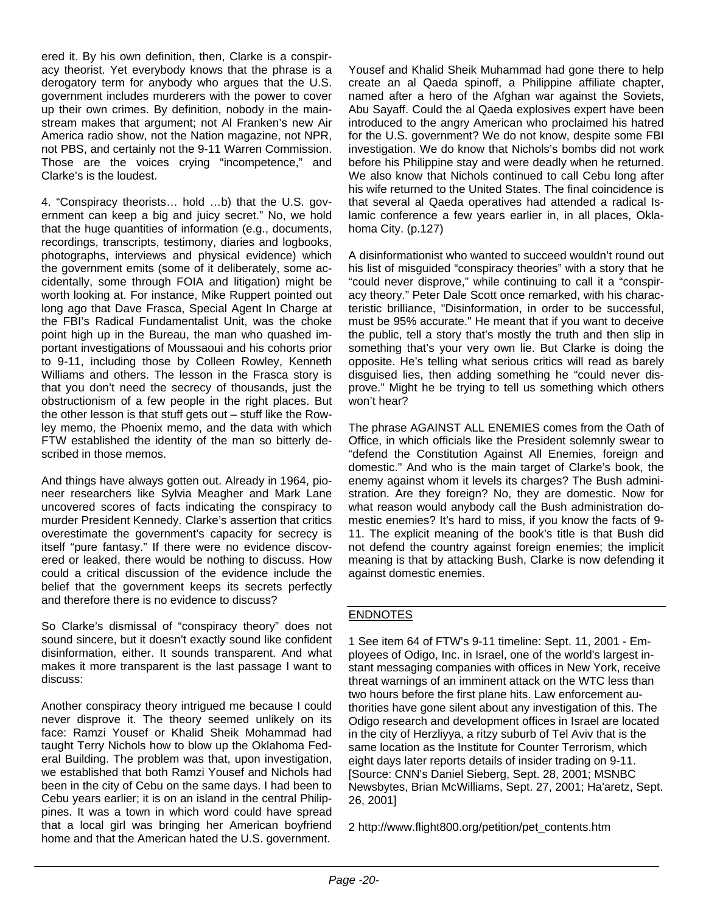ered it. By his own definition, then, Clarke is a conspiracy theorist. Yet everybody knows that the phrase is a derogatory term for anybody who argues that the U.S. government includes murderers with the power to cover up their own crimes. By definition, nobody in the mainstream makes that argument; not Al Franken's new Air America radio show, not the Nation magazine, not NPR, not PBS, and certainly not the 9-11 Warren Commission. Those are the voices crying "incompetence," and Clarke's is the loudest.

4. "Conspiracy theorists… hold …b) that the U.S. government can keep a big and juicy secret." No, we hold that the huge quantities of information (e.g., documents, recordings, transcripts, testimony, diaries and logbooks, photographs, interviews and physical evidence) which the government emits (some of it deliberately, some accidentally, some through FOIA and litigation) might be worth looking at. For instance, Mike Ruppert pointed out long ago that Dave Frasca, Special Agent In Charge at the FBI's Radical Fundamentalist Unit, was the choke point high up in the Bureau, the man who quashed important investigations of Moussaoui and his cohorts prior to 9-11, including those by Colleen Rowley, Kenneth Williams and others. The lesson in the Frasca story is that you don't need the secrecy of thousands, just the obstructionism of a few people in the right places. But the other lesson is that stuff gets out – stuff like the Rowley memo, the Phoenix memo, and the data with which FTW established the identity of the man so bitterly described in those memos.

And things have always gotten out. Already in 1964, pioneer researchers like Sylvia Meagher and Mark Lane uncovered scores of facts indicating the conspiracy to murder President Kennedy. Clarke's assertion that critics overestimate the government's capacity for secrecy is itself "pure fantasy." If there were no evidence discovered or leaked, there would be nothing to discuss. How could a critical discussion of the evidence include the belief that the government keeps its secrets perfectly and therefore there is no evidence to discuss?

So Clarke's dismissal of "conspiracy theory" does not sound sincere, but it doesn't exactly sound like confident disinformation, either. It sounds transparent. And what makes it more transparent is the last passage I want to discuss:

Another conspiracy theory intrigued me because I could never disprove it. The theory seemed unlikely on its face: Ramzi Yousef or Khalid Sheik Mohammad had taught Terry Nichols how to blow up the Oklahoma Federal Building. The problem was that, upon investigation, we established that both Ramzi Yousef and Nichols had been in the city of Cebu on the same days. I had been to Cebu years earlier; it is on an island in the central Philippines. It was a town in which word could have spread that a local girl was bringing her American boyfriend home and that the American hated the U.S. government. Yousef and Khalid Sheik Muhammad had gone there to help create an al Qaeda spinoff, a Philippine affiliate chapter, named after a hero of the Afghan war against the Soviets, Abu Sayaff. Could the al Qaeda explosives expert have been introduced to the angry American who proclaimed his hatred for the U.S. government? We do not know, despite some FBI investigation. We do know that Nichols's bombs did not work before his Philippine stay and were deadly when he returned. We also know that Nichols continued to call Cebu long after his wife returned to the United States. The final coincidence is that several al Qaeda operatives had attended a radical Islamic conference a few years earlier in, in all places, Oklahoma City. (p.127)

A disinformationist who wanted to succeed wouldn't round out his list of misguided "conspiracy theories" with a story that he "could never disprove," while continuing to call it a "conspiracy theory." Peter Dale Scott once remarked, with his characteristic brilliance, "Disinformation, in order to be successful, must be 95% accurate." He meant that if you want to deceive the public, tell a story that's mostly the truth and then slip in something that's your very own lie. But Clarke is doing the opposite. He's telling what serious critics will read as barely disguised lies, then adding something he "could never disprove." Might he be trying to tell us something which others won't hear?

The phrase AGAINST ALL ENEMIES comes from the Oath of Office, in which officials like the President solemnly swear to "defend the Constitution Against All Enemies, foreign and domestic." And who is the main target of Clarke's book, the enemy against whom it levels its charges? The Bush administration. Are they foreign? No, they are domestic. Now for what reason would anybody call the Bush administration domestic enemies? It's hard to miss, if you know the facts of 9-11. The explicit meaning of the book's title is that Bush did not defend the country against foreign enemies; the implicit meaning is that by attacking Bush, Clarke is now defending it against domestic enemies.

## ENDNOTES

1 See item 64 of FTW's 9-11 timeline: Sept. 11, 2001 - Employees of Odigo, Inc. in Israel, one of the world's largest instant messaging companies with offices in New York, receive threat warnings of an imminent attack on the WTC less than two hours before the first plane hits. Law enforcement authorities have gone silent about any investigation of this. The Odigo research and development offices in Israel are located in the city of Herzliyya, a ritzy suburb of Tel Aviv that is the same location as the Institute for Counter Terrorism, which eight days later reports details of insider trading on 9-11. [Source: CNN's Daniel Sieberg, Sept. 28, 2001; MSNBC Newsbytes, Brian McWilliams, Sept. 27, 2001; Ha'aretz, Sept. 26, 2001]

2 http://www.flight800.org/petition/pet_contents.htm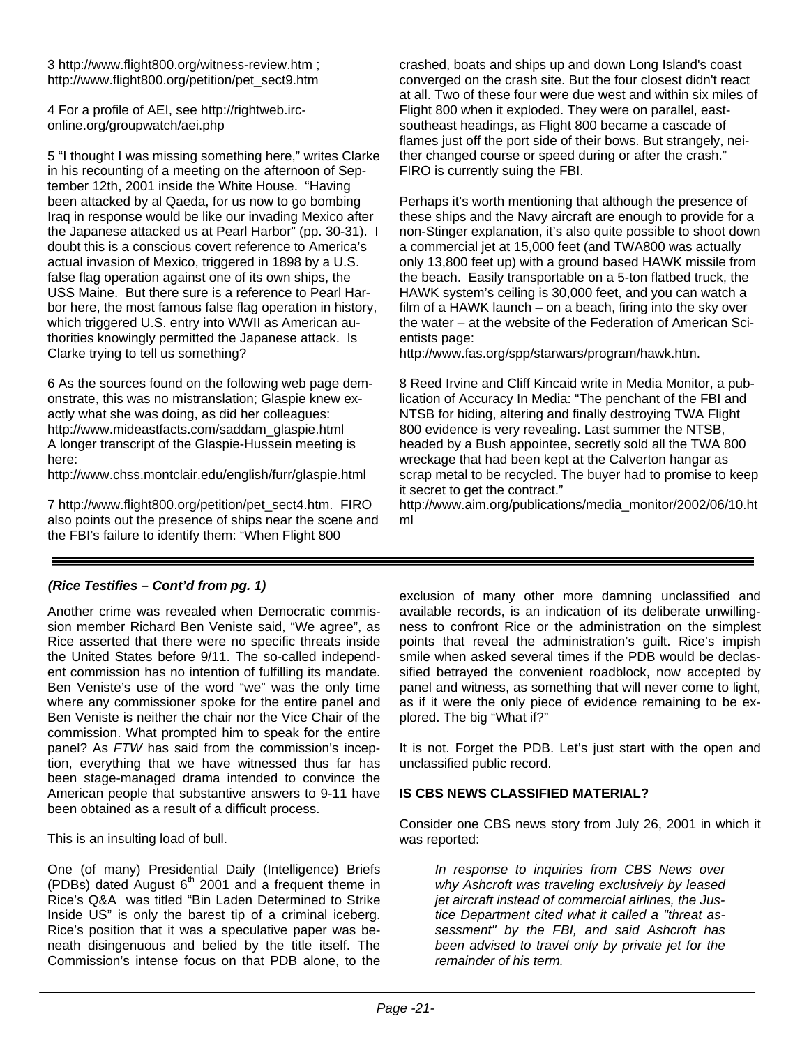3 http://www.flight800.org/witness-review.htm ; http://www.flight800.org/petition/pet_sect9.htm

4 For a profile of AEI, see http://rightweb.irc-online.org/groupwatch/aei.php

5 "I thought I was missing something here," writes Clarke in his recounting of a meeting on the afternoon of September 12th, 2001 inside the White House. "Having been attacked by al Qaeda, for us now to go bombing Iraq in response would be like our invading Mexico after the Japanese attacked us at Pearl Harbor" (pp. 30-31). I doubt this is a conscious covert reference to America's actual invasion of Mexico, triggered in 1898 by a U.S. false flag operation against one of its own ships, the USS Maine. But there sure is a reference to Pearl Harbor here, the most famous false flag operation in history, which triggered U.S. entry into WWII as American authorities knowingly permitted the Japanese attack. Is Clarke trying to tell us something?

6 As the sources found on the following web page demonstrate, this was no mistranslation; Glaspie knew exactly what she was doing, as did her colleagues: http://www.mideastfacts.com/saddam_glaspie.html A longer transcript of the Glaspie-Hussein meeting is here:
http://www.chss.montclair.edu/english/furr/glaspie.html

7 http://www.flight800.org/petition/pet_sect4.htm. FIRO also points out the presence of ships near the scene and the FBI's failure to identify them: "When Flight 800 crashed, boats and ships up and down Long Island's coast converged on the crash site. But the four closest didn't react at all. Two of these four were due west and within six miles of Flight 800 when it exploded. They were on parallel, east-southeast headings, as Flight 800 became a cascade of flames just off the port side of their bows. But strangely, neither changed course or speed during or after the crash." FIRO is currently suing the FBI.

Perhaps it's worth mentioning that although the presence of these ships and the Navy aircraft are enough to provide for a non-Stinger explanation, it's also quite possible to shoot down a commercial jet at 15,000 feet (and TWA800 was actually only 13,800 feet up) with a ground based HAWK missile from the beach. Easily transportable on a 5-ton flatbed truck, the HAWK system's ceiling is 30,000 feet, and you can watch a film of a HAWK launch – on a beach, firing into the sky over the water – at the website of the Federation of American Scientists page:
http://www.fas.org/spp/starwars/program/hawk.htm.

8 Reed Irvine and Cliff Kincaid write in Media Monitor, a publication of Accuracy In Media: "The penchant of the FBI and NTSB for hiding, altering and finally destroying TWA Flight 800 evidence is very revealing. Last summer the NTSB, headed by a Bush appointee, secretly sold all the TWA 800 wreckage that had been kept at the Calverton hangar as scrap metal to be recycled. The buyer had to promise to keep it secret to get the contract."
http://www.aim.org/publications/media_monitor/2002/06/10.html

---

***(Rice Testifies – Cont'd from pg. 1)***

Another crime was revealed when Democratic commission member Richard Ben Veniste said, "We agree", as Rice asserted that there were no specific threats inside the United States before 9/11. The so-called independent commission has no intention of fulfilling its mandate. Ben Veniste's use of the word "we" was the only time where any commissioner spoke for the entire panel and Ben Veniste is neither the chair nor the Vice Chair of the commission. What prompted him to speak for the entire panel? As *FTW* has said from the commission's inception, everything that we have witnessed thus far has been stage-managed drama intended to convince the American people that substantive answers to 9-11 have been obtained as a result of a difficult process.

This is an insulting load of bull.

One (of many) Presidential Daily (Intelligence) Briefs (PDBs) dated August 6th 2001 and a frequent theme in Rice's Q&A was titled "Bin Laden Determined to Strike Inside US" is only the barest tip of a criminal iceberg. Rice's position that it was a speculative paper was beneath disingenuous and belied by the title itself. The Commission's intense focus on that PDB alone, to the exclusion of many other more damning unclassified and available records, is an indication of its deliberate unwillingness to confront Rice or the administration on the simplest points that reveal the administration's guilt. Rice's impish smile when asked several times if the PDB would be declassified betrayed the convenient roadblock, now accepted by panel and witness, as something that will never come to light, as if it were the only piece of evidence remaining to be explored. The big "What if?"

It is not. Forget the PDB. Let's just start with the open and unclassified public record.

**IS CBS NEWS CLASSIFIED MATERIAL?**

Consider one CBS news story from July 26, 2001 in which it was reported:

> *In response to inquiries from CBS News over why Ashcroft was traveling exclusively by leased jet aircraft instead of commercial airlines, the Justice Department cited what it called a "threat assessment" by the FBI, and said Ashcroft has been advised to travel only by private jet for the remainder of his term.*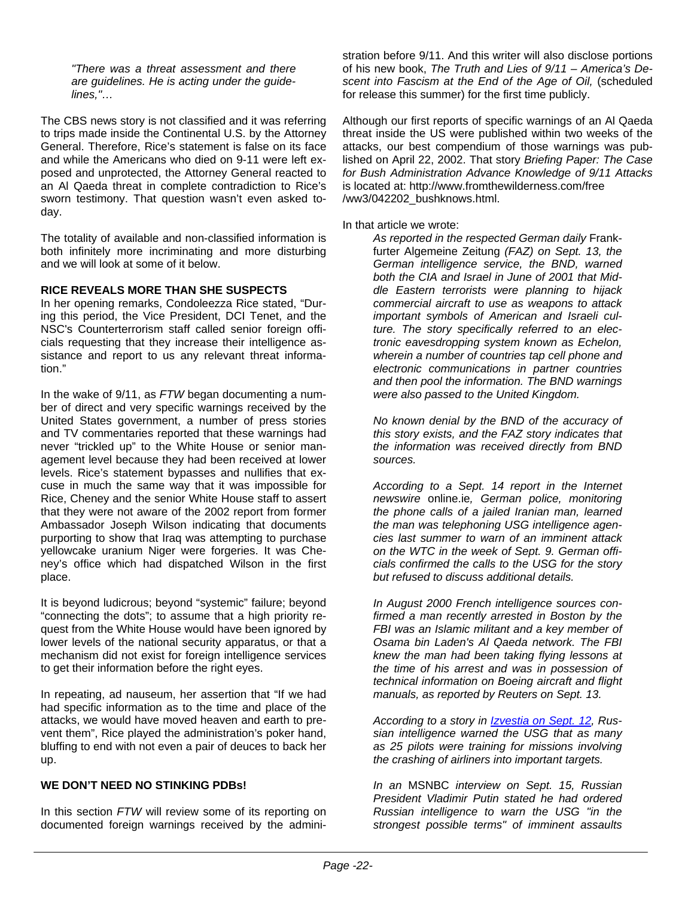> *"There was a threat assessment and there are guidelines. He is acting under the guidelines,"…*

The CBS news story is not classified and it was referring to trips made inside the Continental U.S. by the Attorney General. Therefore, Rice's statement is false on its face and while the Americans who died on 9-11 were left exposed and unprotected, the Attorney General reacted to an Al Qaeda threat in complete contradiction to Rice's sworn testimony. That question wasn't even asked today.

The totality of available and non-classified information is both infinitely more incriminating and more disturbing and we will look at some of it below.

**RICE REVEALS MORE THAN SHE SUSPECTS**

In her opening remarks, Condoleezza Rice stated, "During this period, the Vice President, DCI Tenet, and the NSC's Counterterrorism staff called senior foreign officials requesting that they increase their intelligence assistance and report to us any relevant threat information."

In the wake of 9/11, as *FTW* began documenting a number of direct and very specific warnings received by the United States government, a number of press stories and TV commentaries reported that these warnings had never "trickled up" to the White House or senior management level because they had been received at lower levels. Rice's statement bypasses and nullifies that excuse in much the same way that it was impossible for Rice, Cheney and the senior White House staff to assert that they were not aware of the 2002 report from former Ambassador Joseph Wilson indicating that documents purporting to show that Iraq was attempting to purchase yellowcake uranium Niger were forgeries. It was Cheney's office which had dispatched Wilson in the first place.

It is beyond ludicrous; beyond "systemic" failure; beyond "connecting the dots"; to assume that a high priority request from the White House would have been ignored by lower levels of the national security apparatus, or that a mechanism did not exist for foreign intelligence services to get their information before the right eyes.

In repeating, ad nauseum, her assertion that "If we had had specific information as to the time and place of the attacks, we would have moved heaven and earth to prevent them", Rice played the administration's poker hand, bluffing to end with not even a pair of deuces to back her up.

**WE DON'T NEED NO STINKING PDBs!**

In this section *FTW* will review some of its reporting on documented foreign warnings received by the administration before 9/11. And this writer will also disclose portions of his new book, *The Truth and Lies of 9/11 – America's Descent into Fascism at the End of the Age of Oil,* (scheduled for release this summer) for the first time publicly.

Although our first reports of specific warnings of an Al Qaeda threat inside the US were published within two weeks of the attacks, our best compendium of those warnings was published on April 22, 2002. That story *Briefing Paper: The Case for Bush Administration Advance Knowledge of 9/11 Attacks* is located at: http://www.fromthewilderness.com/free/ww3/042202_bushknows.html.

In that article we wrote:

> *As reported in the respected German daily* Frankfurter Algemeine Zeitung *(FAZ) on Sept. 13, the German intelligence service, the BND, warned both the CIA and Israel in June of 2001 that Middle Eastern terrorists were planning to hijack commercial aircraft to use as weapons to attack important symbols of American and Israeli culture. The story specifically referred to an electronic eavesdropping system known as Echelon, wherein a number of countries tap cell phone and electronic communications in partner countries and then pool the information. The BND warnings were also passed to the United Kingdom.*
>
> *No known denial by the BND of the accuracy of this story exists, and the FAZ story indicates that the information was received directly from BND sources.*
>
> *According to a Sept. 14 report in the Internet newswire* online.ie*, German police, monitoring the phone calls of a jailed Iranian man, learned the man was telephoning USG intelligence agencies last summer to warn of an imminent attack on the WTC in the week of Sept. 9. German officials confirmed the calls to the USG for the story but refused to discuss additional details.*
>
> *In August 2000 French intelligence sources confirmed a man recently arrested in Boston by the FBI was an Islamic militant and a key member of Osama bin Laden's Al Qaeda network. The FBI knew the man had been taking flying lessons at the time of his arrest and was in possession of technical information on Boeing aircraft and flight manuals, as reported by Reuters on Sept. 13.*
>
> *According to a story in Izvestia on Sept. 12, Russian intelligence warned the USG that as many as 25 pilots were training for missions involving the crashing of airliners into important targets.*
>
> *In an* MSNBC *interview on Sept. 15, Russian President Vladimir Putin stated he had ordered Russian intelligence to warn the USG "in the strongest possible terms" of imminent assaults*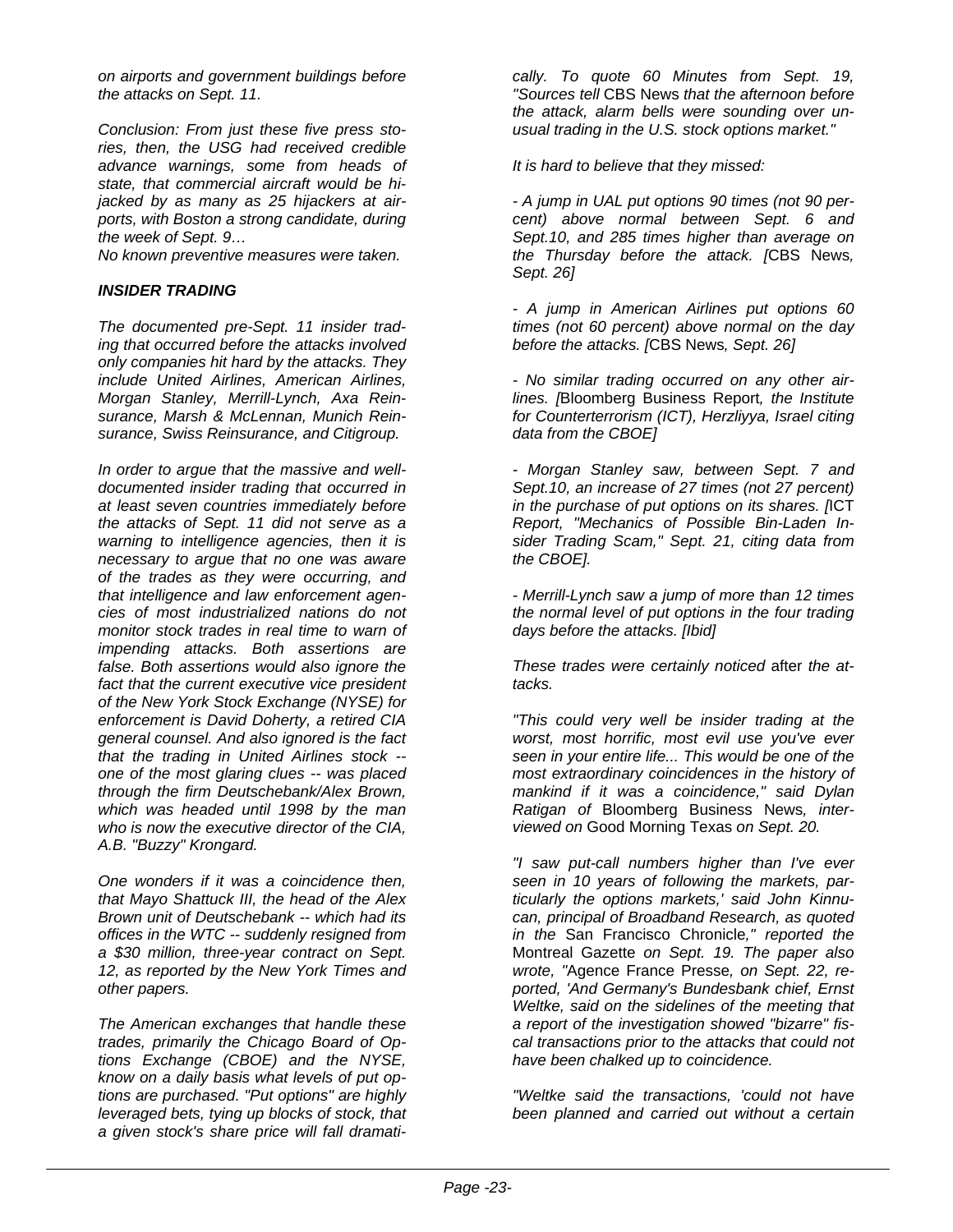*on airports and government buildings before the attacks on Sept. 11.*

*Conclusion: From just these five press stories, then, the USG had received credible advance warnings, some from heads of state, that commercial aircraft would be hijacked by as many as 25 hijackers at airports, with Boston a strong candidate, during the week of Sept. 9…*
*No known preventive measures were taken.*

### *INSIDER TRADING*

*The documented pre-Sept. 11 insider trading that occurred before the attacks involved only companies hit hard by the attacks. They include United Airlines, American Airlines, Morgan Stanley, Merrill-Lynch, Axa Reinsurance, Marsh & McLennan, Munich Reinsurance, Swiss Reinsurance, and Citigroup.*

*In order to argue that the massive and well-documented insider trading that occurred in at least seven countries immediately before the attacks of Sept. 11 did not serve as a warning to intelligence agencies, then it is necessary to argue that no one was aware of the trades as they were occurring, and that intelligence and law enforcement agencies of most industrialized nations do not monitor stock trades in real time to warn of impending attacks. Both assertions are false. Both assertions would also ignore the fact that the current executive vice president of the New York Stock Exchange (NYSE) for enforcement is David Doherty, a retired CIA general counsel. And also ignored is the fact that the trading in United Airlines stock -- one of the most glaring clues -- was placed through the firm Deutschebank/Alex Brown, which was headed until 1998 by the man who is now the executive director of the CIA, A.B. "Buzzy" Krongard.*

*One wonders if it was a coincidence then, that Mayo Shattuck III, the head of the Alex Brown unit of Deutschebank -- which had its offices in the WTC -- suddenly resigned from a $30 million, three-year contract on Sept. 12, as reported by the New York Times and other papers.*

*The American exchanges that handle these trades, primarily the Chicago Board of Options Exchange (CBOE) and the NYSE, know on a daily basis what levels of put options are purchased. "Put options" are highly leveraged bets, tying up blocks of stock, that a given stock's share price will fall dramatically. To quote 60 Minutes from Sept. 19, "Sources tell* CBS News *that the afternoon before the attack, alarm bells were sounding over unusual trading in the U.S. stock options market."*

*It is hard to believe that they missed:*

*- A jump in UAL put options 90 times (not 90 percent) above normal between Sept. 6 and Sept.10, and 285 times higher than average on the Thursday before the attack. [*CBS News*, Sept. 26]*

*- A jump in American Airlines put options 60 times (not 60 percent) above normal on the day before the attacks. [*CBS News*, Sept. 26]*

*- No similar trading occurred on any other airlines. [*Bloomberg Business Report*, the Institute for Counterterrorism (ICT), Herzliyya, Israel citing data from the CBOE]*

*- Morgan Stanley saw, between Sept. 7 and Sept.10, an increase of 27 times (not 27 percent) in the purchase of put options on its shares. [*ICT Report*, "Mechanics of Possible Bin-Laden Insider Trading Scam," Sept. 21, citing data from the CBOE].*

*- Merrill-Lynch saw a jump of more than 12 times the normal level of put options in the four trading days before the attacks. [Ibid]*

*These trades were certainly noticed* after *the attacks.*

*"This could very well be insider trading at the worst, most horrific, most evil use you've ever seen in your entire life... This would be one of the most extraordinary coincidences in the history of mankind if it was a coincidence," said Dylan Ratigan of* Bloomberg Business News*, interviewed on* Good Morning Texas *on Sept. 20.*

*"I saw put-call numbers higher than I've ever seen in 10 years of following the markets, particularly the options markets,' said John Kinnucan, principal of Broadband Research, as quoted in the* San Francisco Chronicle*," reported the* Montreal Gazette *on Sept. 19. The paper also wrote, "*Agence France Presse*, on Sept. 22, reported, 'And Germany's Bundesbank chief, Ernst Weltke, said on the sidelines of the meeting that a report of the investigation showed "bizarre" fiscal transactions prior to the attacks that could not have been chalked up to coincidence.*

*"Weltke said the transactions, 'could not have been planned and carried out without a certain*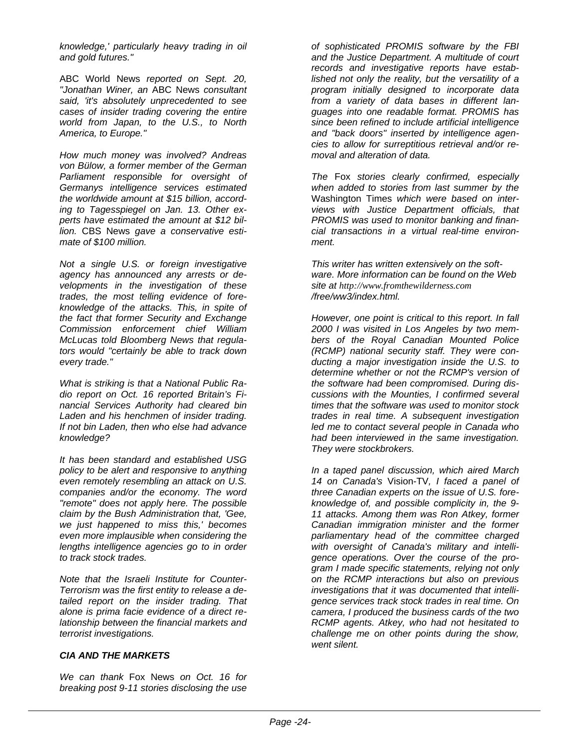*knowledge,' particularly heavy trading in oil and gold futures."*

ABC World News *reported on Sept. 20, "Jonathan Winer, an* ABC News *consultant said, 'it's absolutely unprecedented to see cases of insider trading covering the entire world from Japan, to the U.S., to North America, to Europe."*

*How much money was involved? Andreas von Bülow, a former member of the German Parliament responsible for oversight of Germanys intelligence services estimated the worldwide amount at $15 billion, according to Tagesspiegel on Jan. 13. Other experts have estimated the amount at $12 billion.* CBS News *gave a conservative estimate of $100 million.*

*Not a single U.S. or foreign investigative agency has announced any arrests or developments in the investigation of these trades, the most telling evidence of foreknowledge of the attacks. This, in spite of the fact that former Security and Exchange Commission enforcement chief William McLucas told Bloomberg News that regulators would "certainly be able to track down every trade."*

*What is striking is that a National Public Radio report on Oct. 16 reported Britain's Financial Services Authority had cleared bin Laden and his henchmen of insider trading. If not bin Laden, then who else had advance knowledge?*

*It has been standard and established USG policy to be alert and responsive to anything even remotely resembling an attack on U.S. companies and/or the economy. The word "remote" does not apply here. The possible claim by the Bush Administration that, 'Gee, we just happened to miss this,' becomes even more implausible when considering the lengths intelligence agencies go to in order to track stock trades.*

*Note that the Israeli Institute for Counter-Terrorism was the first entity to release a detailed report on the insider trading. That alone is prima facie evidence of a direct relationship between the financial markets and terrorist investigations.*

### *CIA AND THE MARKETS*

*We can thank* Fox News *on Oct. 16 for breaking post 9-11 stories disclosing the use of sophisticated PROMIS software by the FBI and the Justice Department. A multitude of court records and investigative reports have established not only the reality, but the versatility of a program initially designed to incorporate data from a variety of data bases in different languages into one readable format. PROMIS has since been refined to include artificial intelligence and "back doors" inserted by intelligence agencies to allow for surreptitious retrieval and/or removal and alteration of data.*

*The* Fox *stories clearly confirmed, especially when added to stories from last summer by the* Washington Times *which were based on interviews with Justice Department officials, that PROMIS was used to monitor banking and financial transactions in a virtual real-time environment.*

*This writer has written extensively on the software. More information can be found on the Web site at http://www.fromthewilderness.com/free/ww3/index.html.*

*However, one point is critical to this report. In fall 2000 I was visited in Los Angeles by two members of the Royal Canadian Mounted Police (RCMP) national security staff. They were conducting a major investigation inside the U.S. to determine whether or not the RCMP's version of the software had been compromised. During discussions with the Mounties, I confirmed several times that the software was used to monitor stock trades in real time. A subsequent investigation led me to contact several people in Canada who had been interviewed in the same investigation. They were stockbrokers.*

*In a taped panel discussion, which aired March 14 on Canada's* Vision-TV*, I faced a panel of three Canadian experts on the issue of U.S. foreknowledge of, and possible complicity in, the 9-11 attacks. Among them was Ron Atkey, former Canadian immigration minister and the former parliamentary head of the committee charged with oversight of Canada's military and intelligence operations. Over the course of the program I made specific statements, relying not only on the RCMP interactions but also on previous investigations that it was documented that intelligence services track stock trades in real time. On camera, I produced the business cards of the two RCMP agents. Atkey, who had not hesitated to challenge me on other points during the show, went silent.*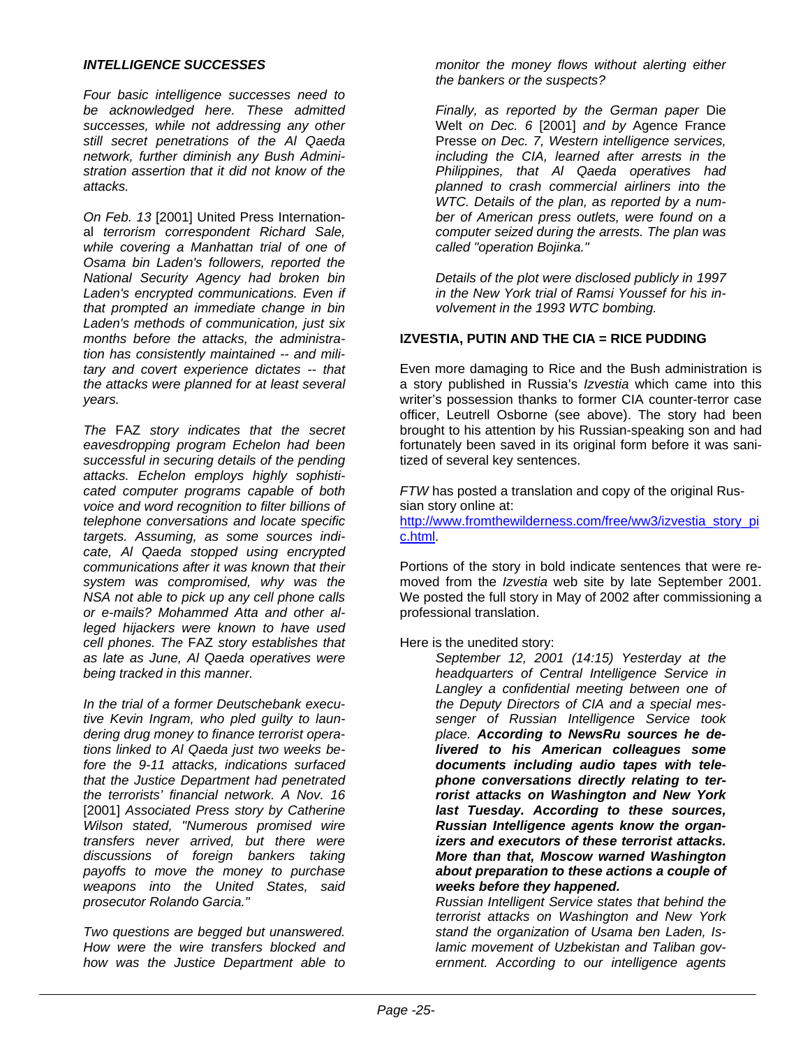### *INTELLIGENCE SUCCESSES*

*Four basic intelligence successes need to be acknowledged here. These admitted successes, while not addressing any other still secret penetrations of the Al Qaeda network, further diminish any Bush Administration assertion that it did not know of the attacks.*

*On Feb. 13* [2001] United Press International *terrorism correspondent Richard Sale, while covering a Manhattan trial of one of Osama bin Laden's followers, reported the National Security Agency had broken bin Laden's encrypted communications. Even if that prompted an immediate change in bin Laden's methods of communication, just six months before the attacks, the administration has consistently maintained -- and military and covert experience dictates -- that the attacks were planned for at least several years.*

*The* FAZ *story indicates that the secret eavesdropping program Echelon had been successful in securing details of the pending attacks. Echelon employs highly sophisticated computer programs capable of both voice and word recognition to filter billions of telephone conversations and locate specific targets. Assuming, as some sources indicate, Al Qaeda stopped using encrypted communications after it was known that their system was compromised, why was the NSA not able to pick up any cell phone calls or e-mails? Mohammed Atta and other alleged hijackers were known to have used cell phones. The* FAZ *story establishes that as late as June, Al Qaeda operatives were being tracked in this manner.*

*In the trial of a former Deutschebank executive Kevin Ingram, who pled guilty to laundering drug money to finance terrorist operations linked to Al Qaeda just two weeks before the 9-11 attacks, indications surfaced that the Justice Department had penetrated the terrorists' financial network. A Nov. 16* [2001] *Associated Press story by Catherine Wilson stated, "Numerous promised wire transfers never arrived, but there were discussions of foreign bankers taking payoffs to move the money to purchase weapons into the United States, said prosecutor Rolando Garcia."*

*Two questions are begged but unanswered. How were the wire transfers blocked and how was the Justice Department able to monitor the money flows without alerting either the bankers or the suspects?*

*Finally, as reported by the German paper* Die Welt *on Dec. 6* [2001] *and by* Agence France Presse *on Dec. 7, Western intelligence services, including the CIA, learned after arrests in the Philippines, that Al Qaeda operatives had planned to crash commercial airliners into the WTC. Details of the plan, as reported by a number of American press outlets, were found on a computer seized during the arrests. The plan was called "operation Bojinka."*

*Details of the plot were disclosed publicly in 1997 in the New York trial of Ramsi Youssef for his involvement in the 1993 WTC bombing.*

### IZVESTIA, PUTIN AND THE CIA = RICE PUDDING

Even more damaging to Rice and the Bush administration is a story published in Russia's *Izvestia* which came into this writer's possession thanks to former CIA counter-terror case officer, Leutrell Osborne (see above). The story had been brought to his attention by his Russian-speaking son and had fortunately been saved in its original form before it was sanitized of several key sentences.

*FTW* has posted a translation and copy of the original Russian story online at:
http://www.fromthewilderness.com/free/ww3/izvestia_story_pic.html.

Portions of the story in bold indicate sentences that were removed from the *Izvestia* web site by late September 2001. We posted the full story in May of 2002 after commissioning a professional translation.

Here is the unedited story:

> *September 12, 2001 (14:15) Yesterday at the headquarters of Central Intelligence Service in Langley a confidential meeting between one of the Deputy Directors of CIA and a special messenger of Russian Intelligence Service took place.* ***According to NewsRu sources he delivered to his American colleagues some documents including audio tapes with telephone conversations directly relating to terrorist attacks on Washington and New York last Tuesday. According to these sources, Russian Intelligence agents know the organizers and executors of these terrorist attacks. More than that, Moscow warned Washington about preparation to these actions a couple of weeks before they happened.***
> *Russian Intelligent Service states that behind the terrorist attacks on Washington and New York stand the organization of Usama ben Laden, Islamic movement of Uzbekistan and Taliban government. According to our intelligence agents*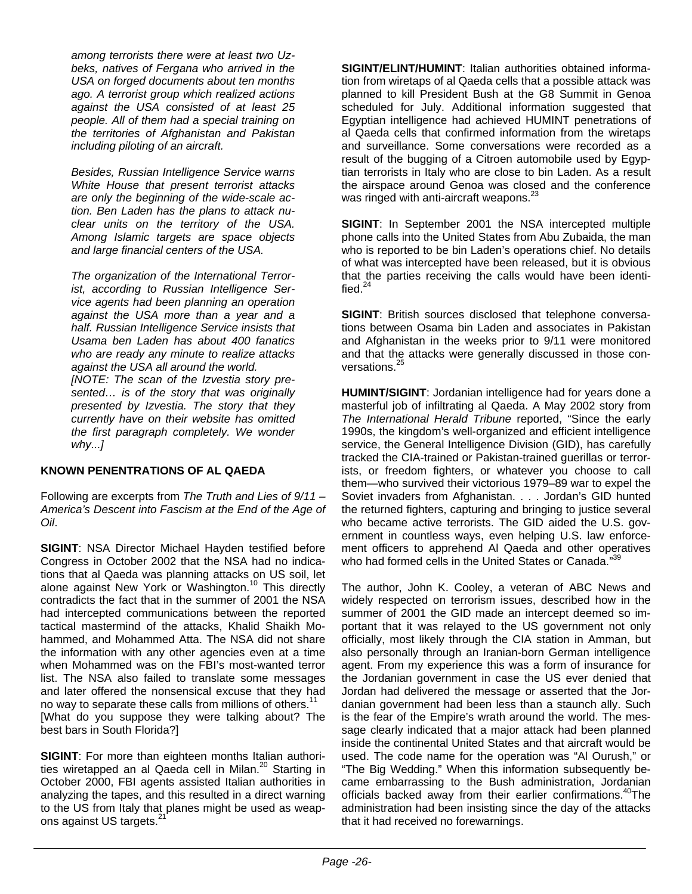*among terrorists there were at least two Uzbeks, natives of Fergana who arrived in the USA on forged documents about ten months ago. A terrorist group which realized actions against the USA consisted of at least 25 people. All of them had a special training on the territories of Afghanistan and Pakistan including piloting of an aircraft.*

*Besides, Russian Intelligence Service warns White House that present terrorist attacks are only the beginning of the wide-scale action. Ben Laden has the plans to attack nuclear units on the territory of the USA. Among Islamic targets are space objects and large financial centers of the USA.*

*The organization of the International Terrorist, according to Russian Intelligence Service agents had been planning an operation against the USA more than a year and a half. Russian Intelligence Service insists that Usama ben Laden has about 400 fanatics who are ready any minute to realize attacks against the USA all around the world.*

*[NOTE: The scan of the Izvestia story presented… is of the story that was originally presented by Izvestia. The story that they currently have on their website has omitted the first paragraph completely. We wonder why...]*

#### KNOWN PENENTRATIONS OF AL QAEDA

Following are excerpts from *The Truth and Lies of 9/11 – America's Descent into Fascism at the End of the Age of Oil*.

**SIGINT**: NSA Director Michael Hayden testified before Congress in October 2002 that the NSA had no indications that al Qaeda was planning attacks on US soil, let alone against New York or Washington.[10] This directly contradicts the fact that in the summer of 2001 the NSA had intercepted communications between the reported tactical mastermind of the attacks, Khalid Shaikh Mohammed, and Mohammed Atta. The NSA did not share the information with any other agencies even at a time when Mohammed was on the FBI's most-wanted terror list. The NSA also failed to translate some messages and later offered the nonsensical excuse that they had no way to separate these calls from millions of others.[11] [What do you suppose they were talking about? The best bars in South Florida?]

**SIGINT**: For more than eighteen months Italian authorities wiretapped an al Qaeda cell in Milan.[20] Starting in October 2000, FBI agents assisted Italian authorities in analyzing the tapes, and this resulted in a direct warning to the US from Italy that planes might be used as weapons against US targets.[21]

**SIGINT/ELINT/HUMINT**: Italian authorities obtained information from wiretaps of al Qaeda cells that a possible attack was planned to kill President Bush at the G8 Summit in Genoa scheduled for July. Additional information suggested that Egyptian intelligence had achieved HUMINT penetrations of al Qaeda cells that confirmed information from the wiretaps and surveillance. Some conversations were recorded as a result of the bugging of a Citroen automobile used by Egyptian terrorists in Italy who are close to bin Laden. As a result the airspace around Genoa was closed and the conference was ringed with anti-aircraft weapons.[23]

**SIGINT**: In September 2001 the NSA intercepted multiple phone calls into the United States from Abu Zubaida, the man who is reported to be bin Laden's operations chief. No details of what was intercepted have been released, but it is obvious that the parties receiving the calls would have been identified.[24]

**SIGINT**: British sources disclosed that telephone conversations between Osama bin Laden and associates in Pakistan and Afghanistan in the weeks prior to 9/11 were monitored and that the attacks were generally discussed in those conversations.[25]

**HUMINT/SIGINT**: Jordanian intelligence had for years done a masterful job of infiltrating al Qaeda. A May 2002 story from *The International Herald Tribune* reported, "Since the early 1990s, the kingdom's well-organized and efficient intelligence service, the General Intelligence Division (GID), has carefully tracked the CIA-trained or Pakistan-trained guerillas or terrorists, or freedom fighters, or whatever you choose to call them—who survived their victorious 1979–89 war to expel the Soviet invaders from Afghanistan. . . . Jordan's GID hunted the returned fighters, capturing and bringing to justice several who became active terrorists. The GID aided the U.S. government in countless ways, even helping U.S. law enforcement officers to apprehend Al Qaeda and other operatives who had formed cells in the United States or Canada."[39]

The author, John K. Cooley, a veteran of ABC News and widely respected on terrorism issues, described how in the summer of 2001 the GID made an intercept deemed so important that it was relayed to the US government not only officially, most likely through the CIA station in Amman, but also personally through an Iranian-born German intelligence agent. From my experience this was a form of insurance for the Jordanian government in case the US ever denied that Jordan had delivered the message or asserted that the Jordanian government had been less than a staunch ally. Such is the fear of the Empire's wrath around the world. The message clearly indicated that a major attack had been planned inside the continental United States and that aircraft would be used. The code name for the operation was "Al Ourush," or "The Big Wedding." When this information subsequently became embarrassing to the Bush administration, Jordanian officials backed away from their earlier confirmations.[40]The administration had been insisting since the day of the attacks that it had received no forewarnings.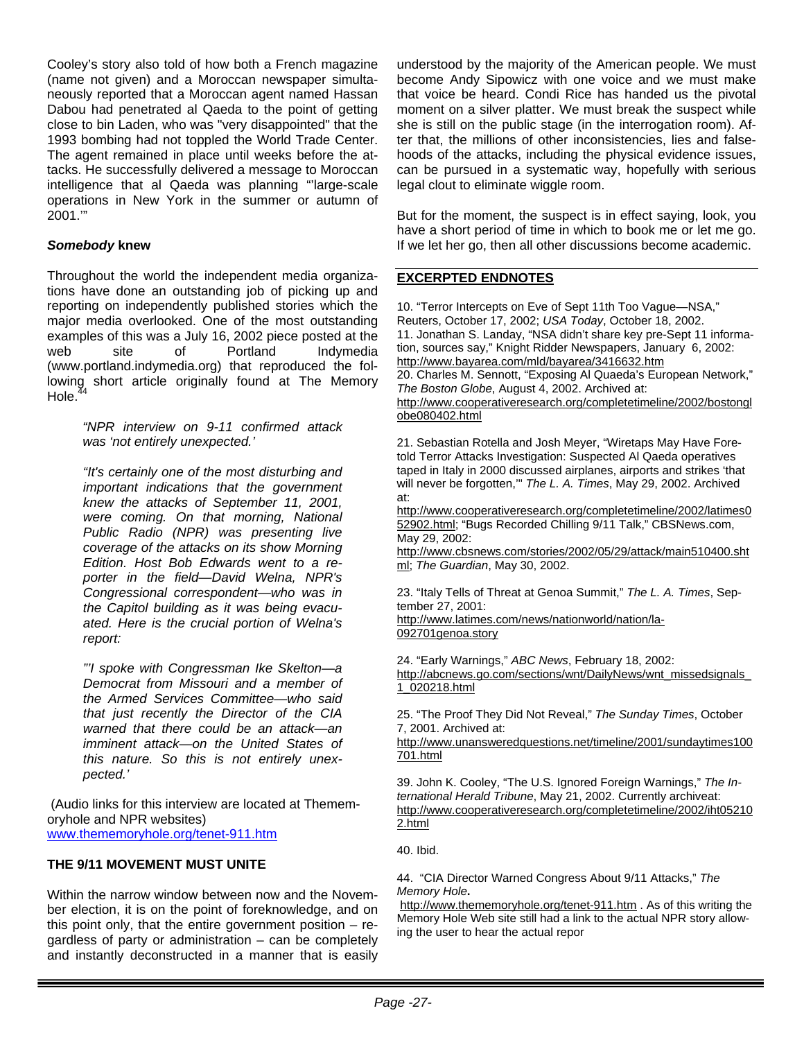Cooley's story also told of how both a French magazine (name not given) and a Moroccan newspaper simultaneously reported that a Moroccan agent named Hassan Dabou had penetrated al Qaeda to the point of getting close to bin Laden, who was "very disappointed" that the 1993 bombing had not toppled the World Trade Center. The agent remained in place until weeks before the attacks. He successfully delivered a message to Moroccan intelligence that al Qaeda was planning "'large-scale operations in New York in the summer or autumn of 2001.'"

### *Somebody* knew

Throughout the world the independent media organizations have done an outstanding job of picking up and reporting on independently published stories which the major media overlooked. One of the most outstanding examples of this was a July 16, 2002 piece posted at the web site of Portland Indymedia (www.portland.indymedia.org) that reproduced the following short article originally found at The Memory Hole.[44]

> *"NPR interview on 9-11 confirmed attack was 'not entirely unexpected.'*
>
> *"It's certainly one of the most disturbing and important indications that the government knew the attacks of September 11, 2001, were coming. On that morning, National Public Radio (NPR) was presenting live coverage of the attacks on its show Morning Edition. Host Bob Edwards went to a reporter in the field—David Welna, NPR's Congressional correspondent—who was in the Capitol building as it was being evacuated. Here is the crucial portion of Welna's report:*
>
> *"'I spoke with Congressman Ike Skelton—a Democrat from Missouri and a member of the Armed Services Committee—who said that just recently the Director of the CIA warned that there could be an attack—an imminent attack—on the United States of this nature. So this is not entirely unexpected.'*

(Audio links for this interview are located at Thememoryhole and NPR websites)
www.thememoryhole.org/tenet-911.htm

### THE 9/11 MOVEMENT MUST UNITE

Within the narrow window between now and the November election, it is on the point of foreknowledge, and on this point only, that the entire government position – regardless of party or administration – can be completely and instantly deconstructed in a manner that is easily understood by the majority of the American people. We must become Andy Sipowicz with one voice and we must make that voice be heard. Condi Rice has handed us the pivotal moment on a silver platter. We must break the suspect while she is still on the public stage (in the interrogation room). After that, the millions of other inconsistencies, lies and falsehoods of the attacks, including the physical evidence issues, can be pursued in a systematic way, hopefully with serious legal clout to eliminate wiggle room.

But for the moment, the suspect is in effect saying, look, you have a short period of time in which to book me or let me go. If we let her go, then all other discussions become academic.

---

### EXCERPTED ENDNOTES

10. "Terror Intercepts on Eve of Sept 11th Too Vague—NSA," Reuters, October 17, 2002; *USA Today*, October 18, 2002.
11. Jonathan S. Landay, "NSA didn't share key pre-Sept 11 information, sources say," Knight Ridder Newspapers, January 6, 2002: http://www.bayarea.com/mld/bayarea/3416632.htm
20. Charles M. Sennott, "Exposing Al Quaeda's European Network," *The Boston Globe*, August 4, 2002. Archived at: http://www.cooperativeresearch.org/completetimeline/2002/bostonglobe080402.html

21. Sebastian Rotella and Josh Meyer, "Wiretaps May Have Foretold Terror Attacks Investigation: Suspected Al Qaeda operatives taped in Italy in 2000 discussed airplanes, airports and strikes 'that will never be forgotten,'" *The L. A. Times*, May 29, 2002. Archived at: http://www.cooperativeresearch.org/completetimeline/2002/latimes052902.html; "Bugs Recorded Chilling 9/11 Talk," CBSNews.com, May 29, 2002: http://www.cbsnews.com/stories/2002/05/29/attack/main510400.shtml; *The Guardian*, May 30, 2002.

23. "Italy Tells of Threat at Genoa Summit," *The L. A. Times*, September 27, 2001: http://www.latimes.com/news/nationworld/nation/la-092701genoa.story

24. "Early Warnings," *ABC News*, February 18, 2002: http://abcnews.go.com/sections/wnt/DailyNews/wnt_missedsignals_1_020218.html

25. "The Proof They Did Not Reveal," *The Sunday Times*, October 7, 2001. Archived at: http://www.unansweredquestions.net/timeline/2001/sundaytimes100701.html

39. John K. Cooley, "The U.S. Ignored Foreign Warnings," *The International Herald Tribune*, May 21, 2002. Currently archiveat: http://www.cooperativeresearch.org/completetimeline/2002/iht052102.html

40. Ibid.

44. "CIA Director Warned Congress About 9/11 Attacks," *The Memory Hole*. http://www.thememoryhole.org/tenet-911.htm . As of this writing the Memory Hole Web site still had a link to the actual NPR story allowing the user to hear the actual repor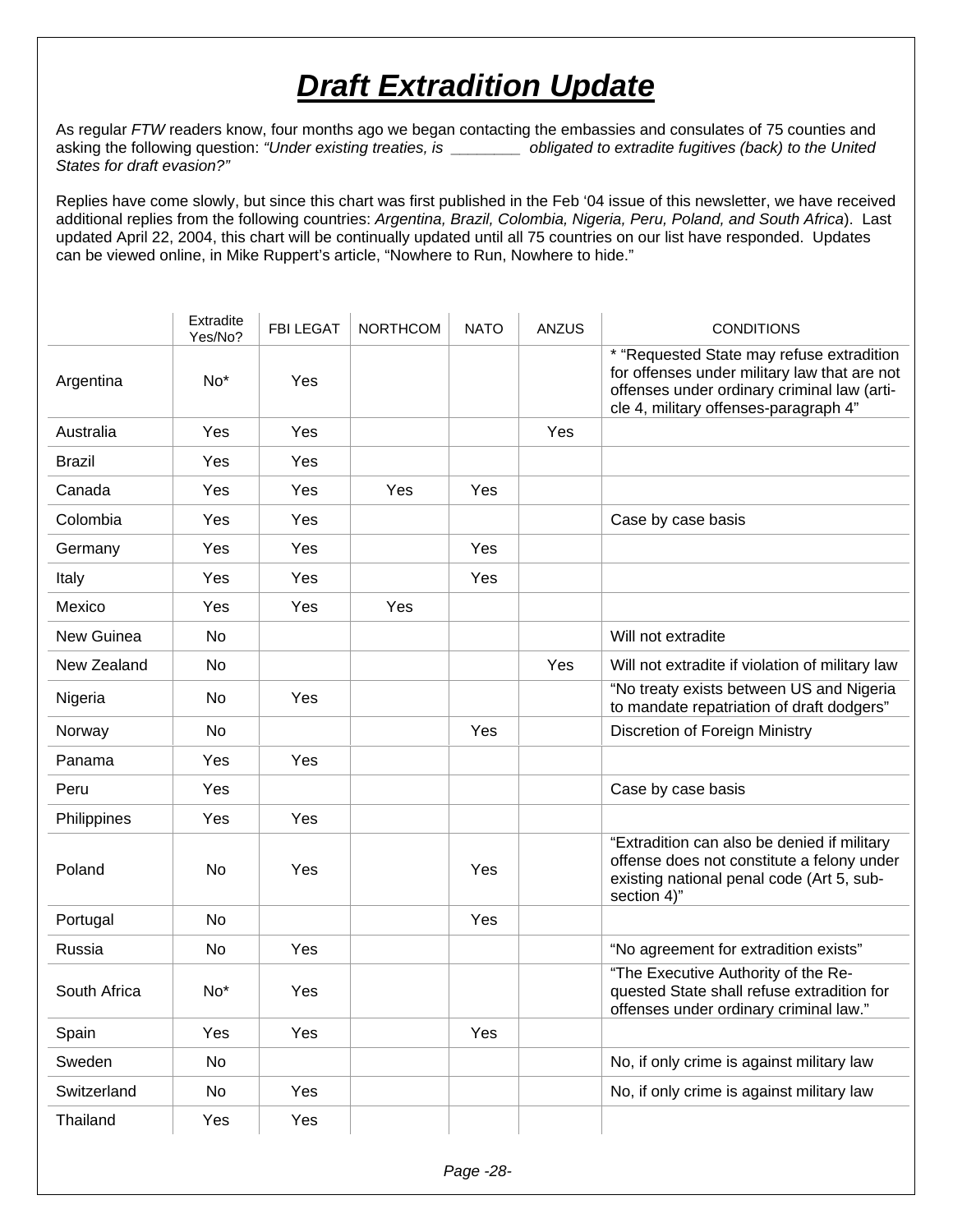# ***Draft Extradition Update***

As regular *FTW* readers know, four months ago we began contacting the embassies and consulates of 75 counties and asking the following question: *"Under existing treaties, is \_\_\_\_\_\_\_\_ obligated to extradite fugitives (back) to the United States for draft evasion?"*

Replies have come slowly, but since this chart was first published in the Feb '04 issue of this newsletter, we have received additional replies from the following countries: *Argentina, Brazil, Colombia, Nigeria, Peru, Poland, and South Africa*). Last updated April 22, 2004, this chart will be continually updated until all 75 countries on our list have responded. Updates can be viewed online, in Mike Ruppert's article, "Nowhere to Run, Nowhere to hide."

| | Extradite Yes/No? | FBI LEGAT | NORTHCOM | NATO | ANZUS | CONDITIONS |
|---|---|---|---|---|---|---|
| Argentina | No* | Yes | | | | * "Requested State may refuse extradition for offenses under military law that are not offenses under ordinary criminal law (article 4, military offenses-paragraph 4" |
| Australia | Yes | Yes | | | Yes | |
| Brazil | Yes | Yes | | | | |
| Canada | Yes | Yes | Yes | Yes | | |
| Colombia | Yes | Yes | | | | Case by case basis |
| Germany | Yes | Yes | | Yes | | |
| Italy | Yes | Yes | | Yes | | |
| Mexico | Yes | Yes | Yes | | | |
| New Guinea | No | | | | | Will not extradite |
| New Zealand | No | | | | Yes | Will not extradite if violation of military law |
| Nigeria | No | Yes | | | | "No treaty exists between US and Nigeria to mandate repatriation of draft dodgers" |
| Norway | No | | | Yes | | Discretion of Foreign Ministry |
| Panama | Yes | Yes | | | | |
| Peru | Yes | | | | | Case by case basis |
| Philippines | Yes | Yes | | | | |
| Poland | No | Yes | | Yes | | "Extradition can also be denied if military offense does not constitute a felony under existing national penal code (Art 5, sub-section 4)" |
| Portugal | No | | | Yes | | |
| Russia | No | Yes | | | | "No agreement for extradition exists" |
| South Africa | No* | Yes | | | | "The Executive Authority of the Requested State shall refuse extradition for offenses under ordinary criminal law." |
| Spain | Yes | Yes | | Yes | | |
| Sweden | No | | | | | No, if only crime is against military law |
| Switzerland | No | Yes | | | | No, if only crime is against military law |
| Thailand | Yes | Yes | | | | |